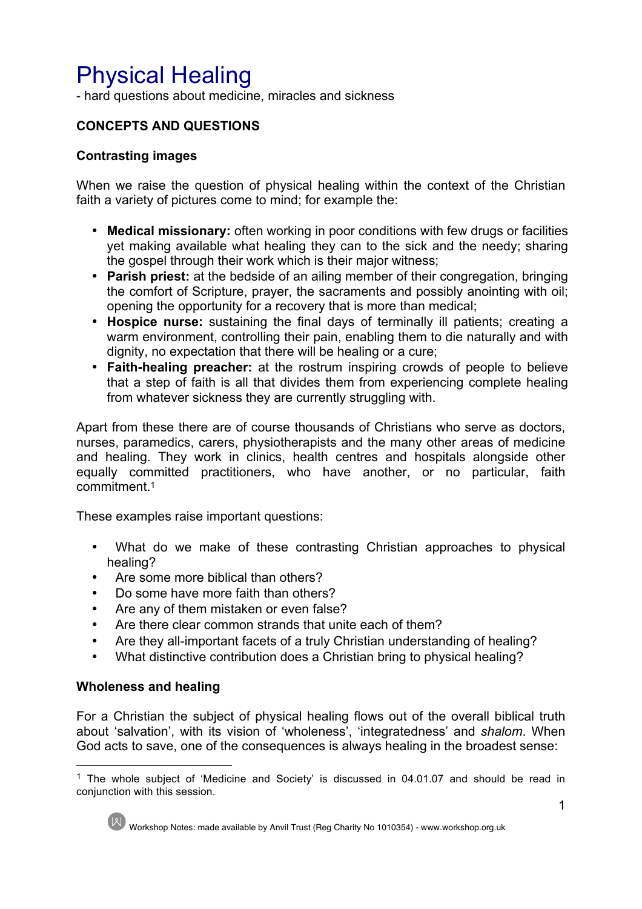# Physical Healing

- hard questions about medicine, miracles and sickness

## CONCEPTS AND QUESTIONS

### Contrasting images

When we raise the question of physical healing within the context of the Christian faith a variety of pictures come to mind; for example the:

- **Medical missionary:** often working in poor conditions with few drugs or facilities yet making available what healing they can to the sick and the needy; sharing the gospel through their work which is their major witness;
- **Parish priest:** at the bedside of an ailing member of their congregation, bringing the comfort of Scripture, prayer, the sacraments and possibly anointing with oil; opening the opportunity for a recovery that is more than medical;
- **Hospice nurse:** sustaining the final days of terminally ill patients; creating a warm environment, controlling their pain, enabling them to die naturally and with dignity, no expectation that there will be healing or a cure;
- **Faith-healing preacher:** at the rostrum inspiring crowds of people to believe that a step of faith is all that divides them from experiencing complete healing from whatever sickness they are currently struggling with.

Apart from these there are of course thousands of Christians who serve as doctors, nurses, paramedics, carers, physiotherapists and the many other areas of medicine and healing. They work in clinics, health centres and hospitals alongside other equally committed practitioners, who have another, or no particular, faith commitment.[1]

These examples raise important questions:

- What do we make of these contrasting Christian approaches to physical healing?
- Are some more biblical than others?
- Do some have more faith than others?
- Are any of them mistaken or even false?
- Are there clear common strands that unite each of them?
- Are they all-important facets of a truly Christian understanding of healing?
- What distinctive contribution does a Christian bring to physical healing?

### Wholeness and healing

For a Christian the subject of physical healing flows out of the overall biblical truth about 'salvation', with its vision of 'wholeness', 'integratedness' and *shalom*. When God acts to save, one of the consequences is always healing in the broadest sense:

[1] The whole subject of 'Medicine and Society' is discussed in 04.01.07 and should be read in conjunction with this session.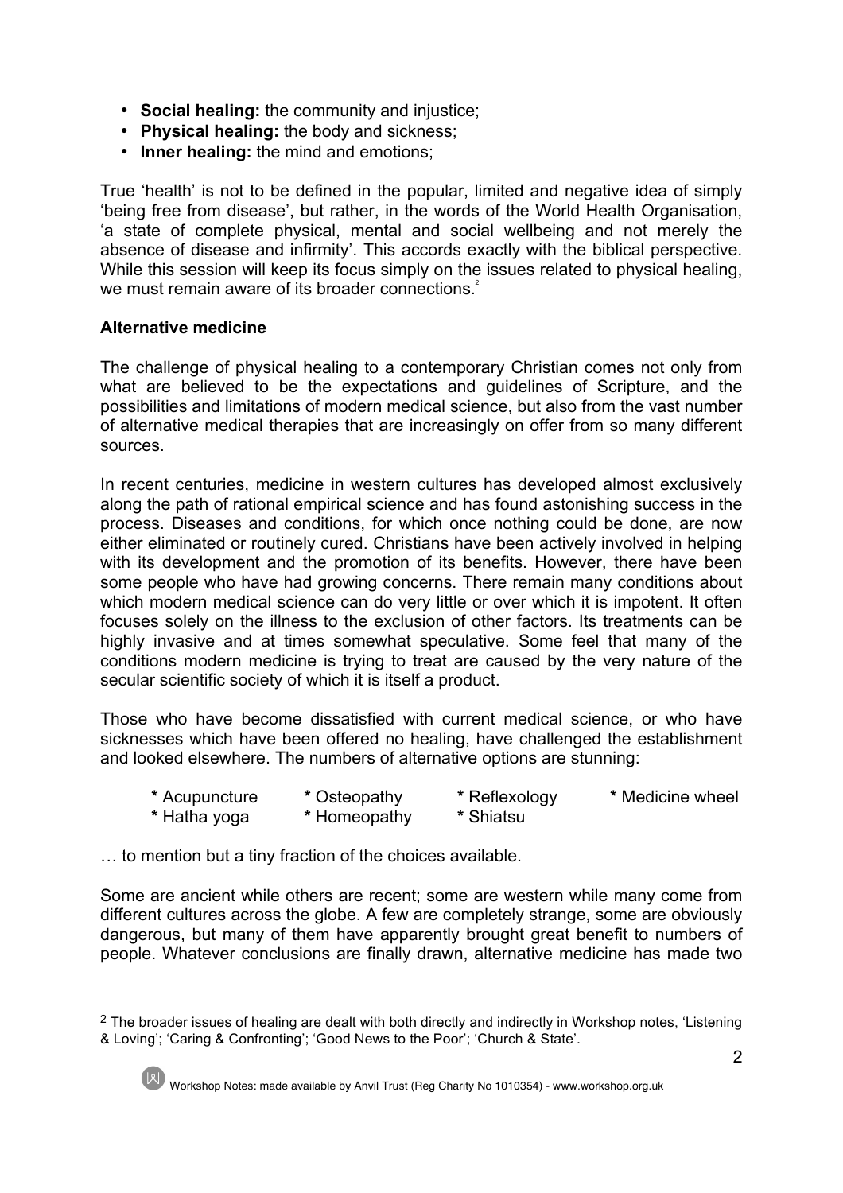- **Social healing:** the community and injustice;
- **Physical healing:** the body and sickness;
- **Inner healing:** the mind and emotions;

True 'health' is not to be defined in the popular, limited and negative idea of simply 'being free from disease', but rather, in the words of the World Health Organisation, 'a state of complete physical, mental and social wellbeing and not merely the absence of disease and infirmity'. This accords exactly with the biblical perspective. While this session will keep its focus simply on the issues related to physical healing, we must remain aware of its broader connections.[2]

**Alternative medicine**

The challenge of physical healing to a contemporary Christian comes not only from what are believed to be the expectations and guidelines of Scripture, and the possibilities and limitations of modern medical science, but also from the vast number of alternative medical therapies that are increasingly on offer from so many different sources.

In recent centuries, medicine in western cultures has developed almost exclusively along the path of rational empirical science and has found astonishing success in the process. Diseases and conditions, for which once nothing could be done, are now either eliminated or routinely cured. Christians have been actively involved in helping with its development and the promotion of its benefits. However, there have been some people who have had growing concerns. There remain many conditions about which modern medical science can do very little or over which it is impotent. It often focuses solely on the illness to the exclusion of other factors. Its treatments can be highly invasive and at times somewhat speculative. Some feel that many of the conditions modern medicine is trying to treat are caused by the very nature of the secular scientific society of which it is itself a product.

Those who have become dissatisfied with current medical science, or who have sicknesses which have been offered no healing, have challenged the establishment and looked elsewhere. The numbers of alternative options are stunning:

* Acupuncture
* Osteopathy
* Reflexology
* Medicine wheel
* Hatha yoga
* Homeopathy
* Shiatsu

… to mention but a tiny fraction of the choices available.

Some are ancient while others are recent; some are western while many come from different cultures across the globe. A few are completely strange, some are obviously dangerous, but many of them have apparently brought great benefit to numbers of people. Whatever conclusions are finally drawn, alternative medicine has made two

[2] The broader issues of healing are dealt with both directly and indirectly in Workshop notes, 'Listening & Loving'; 'Caring & Confronting'; 'Good News to the Poor'; 'Church & State'.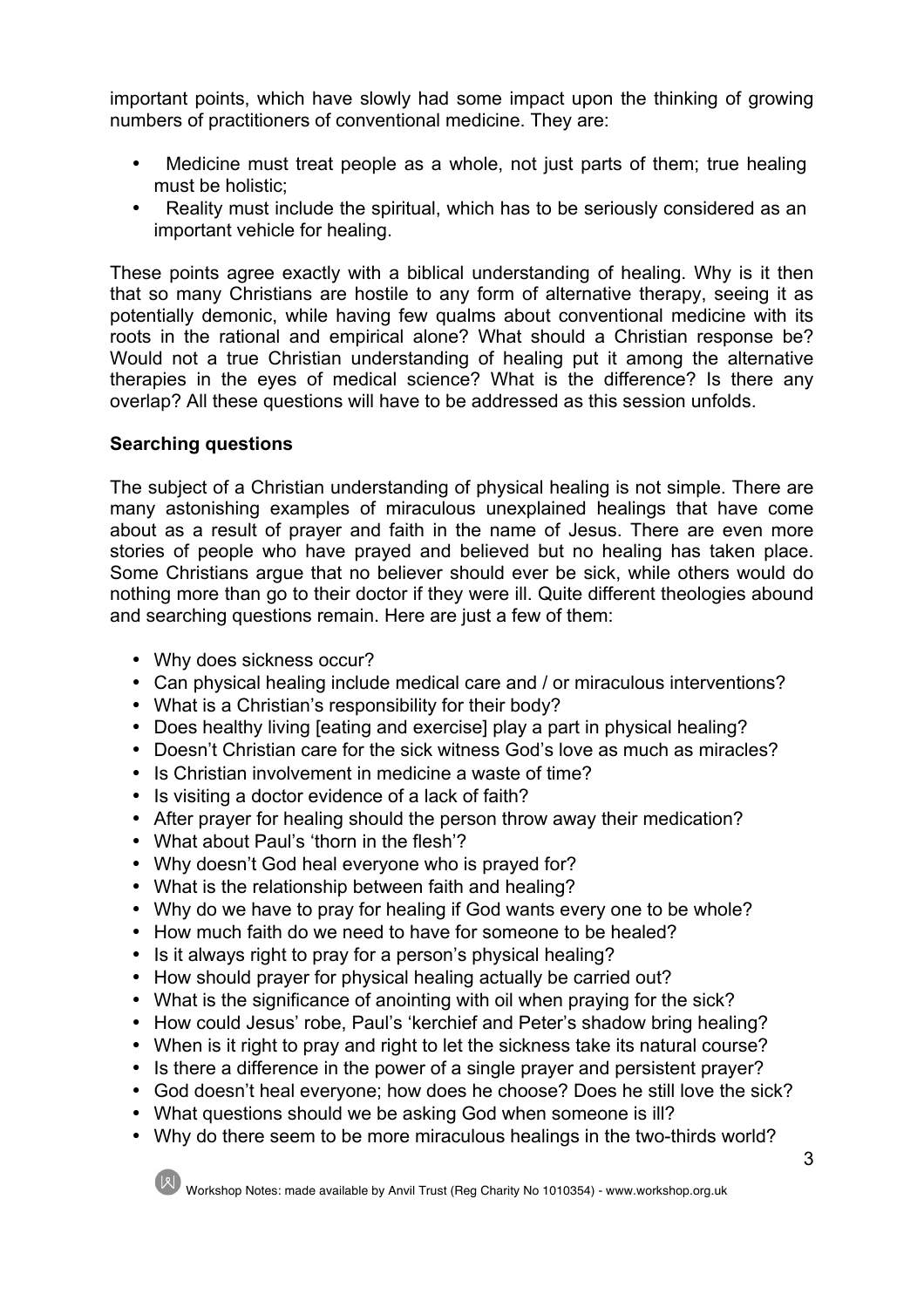important points, which have slowly had some impact upon the thinking of growing numbers of practitioners of conventional medicine. They are:

- Medicine must treat people as a whole, not just parts of them; true healing must be holistic;
- Reality must include the spiritual, which has to be seriously considered as an important vehicle for healing.

These points agree exactly with a biblical understanding of healing. Why is it then that so many Christians are hostile to any form of alternative therapy, seeing it as potentially demonic, while having few qualms about conventional medicine with its roots in the rational and empirical alone? What should a Christian response be? Would not a true Christian understanding of healing put it among the alternative therapies in the eyes of medical science? What is the difference? Is there any overlap? All these questions will have to be addressed as this session unfolds.

**Searching questions**

The subject of a Christian understanding of physical healing is not simple. There are many astonishing examples of miraculous unexplained healings that have come about as a result of prayer and faith in the name of Jesus. There are even more stories of people who have prayed and believed but no healing has taken place. Some Christians argue that no believer should ever be sick, while others would do nothing more than go to their doctor if they were ill. Quite different theologies abound and searching questions remain. Here are just a few of them:

- Why does sickness occur?
- Can physical healing include medical care and / or miraculous interventions?
- What is a Christian's responsibility for their body?
- Does healthy living [eating and exercise] play a part in physical healing?
- Doesn't Christian care for the sick witness God's love as much as miracles?
- Is Christian involvement in medicine a waste of time?
- Is visiting a doctor evidence of a lack of faith?
- After prayer for healing should the person throw away their medication?
- What about Paul's 'thorn in the flesh'?
- Why doesn't God heal everyone who is prayed for?
- What is the relationship between faith and healing?
- Why do we have to pray for healing if God wants every one to be whole?
- How much faith do we need to have for someone to be healed?
- Is it always right to pray for a person's physical healing?
- How should prayer for physical healing actually be carried out?
- What is the significance of anointing with oil when praying for the sick?
- How could Jesus' robe, Paul's 'kerchief and Peter's shadow bring healing?
- When is it right to pray and right to let the sickness take its natural course?
- Is there a difference in the power of a single prayer and persistent prayer?
- God doesn't heal everyone; how does he choose? Does he still love the sick?
- What questions should we be asking God when someone is ill?
- Why do there seem to be more miraculous healings in the two-thirds world?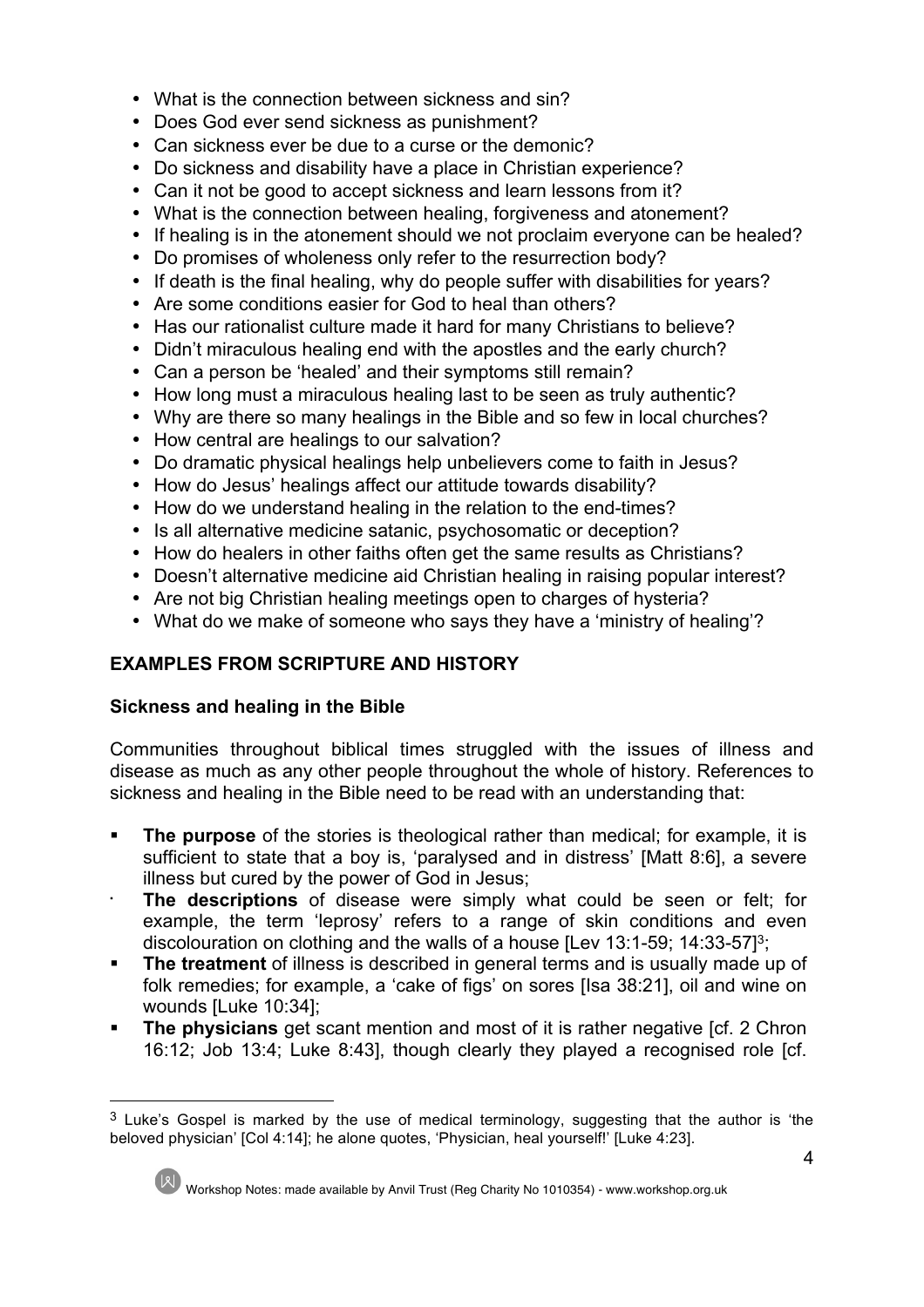- What is the connection between sickness and sin?
- Does God ever send sickness as punishment?
- Can sickness ever be due to a curse or the demonic?
- Do sickness and disability have a place in Christian experience?
- Can it not be good to accept sickness and learn lessons from it?
- What is the connection between healing, forgiveness and atonement?
- If healing is in the atonement should we not proclaim everyone can be healed?
- Do promises of wholeness only refer to the resurrection body?
- If death is the final healing, why do people suffer with disabilities for years?
- Are some conditions easier for God to heal than others?
- Has our rationalist culture made it hard for many Christians to believe?
- Didn't miraculous healing end with the apostles and the early church?
- Can a person be 'healed' and their symptoms still remain?
- How long must a miraculous healing last to be seen as truly authentic?
- Why are there so many healings in the Bible and so few in local churches?
- How central are healings to our salvation?
- Do dramatic physical healings help unbelievers come to faith in Jesus?
- How do Jesus' healings affect our attitude towards disability?
- How do we understand healing in the relation to the end-times?
- Is all alternative medicine satanic, psychosomatic or deception?
- How do healers in other faiths often get the same results as Christians?
- Doesn't alternative medicine aid Christian healing in raising popular interest?
- Are not big Christian healing meetings open to charges of hysteria?
- What do we make of someone who says they have a 'ministry of healing'?

## EXAMPLES FROM SCRIPTURE AND HISTORY

### Sickness and healing in the Bible

Communities throughout biblical times struggled with the issues of illness and disease as much as any other people throughout the whole of history. References to sickness and healing in the Bible need to be read with an understanding that:

- **The purpose** of the stories is theological rather than medical; for example, it is sufficient to state that a boy is, 'paralysed and in distress' [Matt 8:6], a severe illness but cured by the power of God in Jesus;
- **The descriptions** of disease were simply what could be seen or felt; for example, the term 'leprosy' refers to a range of skin conditions and even discolouration on clothing and the walls of a house [Lev 13:1-59; 14:33-57][3];
- **The treatment** of illness is described in general terms and is usually made up of folk remedies; for example, a 'cake of figs' on sores [Isa 38:21], oil and wine on wounds [Luke 10:34];
- **The physicians** get scant mention and most of it is rather negative [cf. 2 Chron 16:12; Job 13:4; Luke 8:43], though clearly they played a recognised role [cf.

[3] Luke's Gospel is marked by the use of medical terminology, suggesting that the author is 'the beloved physician' [Col 4:14]; he alone quotes, 'Physician, heal yourself!' [Luke 4:23].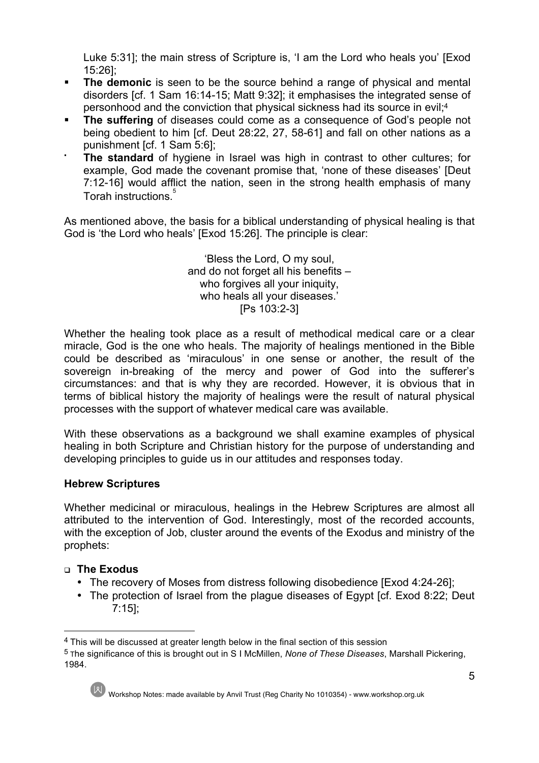Luke 5:31]; the main stress of Scripture is, 'I am the Lord who heals you' [Exod 15:26];

- **The demonic** is seen to be the source behind a range of physical and mental disorders [cf. 1 Sam 16:14-15; Matt 9:32]; it emphasises the integrated sense of personhood and the conviction that physical sickness had its source in evil;[4]
- **The suffering** of diseases could come as a consequence of God's people not being obedient to him [cf. Deut 28:22, 27, 58-61] and fall on other nations as a punishment [cf. 1 Sam 5:6];
- **The standard** of hygiene in Israel was high in contrast to other cultures; for example, God made the covenant promise that, 'none of these diseases' [Deut 7:12-16] would afflict the nation, seen in the strong health emphasis of many Torah instructions.[5]

As mentioned above, the basis for a biblical understanding of physical healing is that God is 'the Lord who heals' [Exod 15:26]. The principle is clear:

> 'Bless the Lord, O my soul,
> and do not forget all his benefits –
> who forgives all your iniquity,
> who heals all your diseases.'
> [Ps 103:2-3]

Whether the healing took place as a result of methodical medical care or a clear miracle, God is the one who heals. The majority of healings mentioned in the Bible could be described as 'miraculous' in one sense or another, the result of the sovereign in-breaking of the mercy and power of God into the sufferer's circumstances: and that is why they are recorded. However, it is obvious that in terms of biblical history the majority of healings were the result of natural physical processes with the support of whatever medical care was available.

With these observations as a background we shall examine examples of physical healing in both Scripture and Christian history for the purpose of understanding and developing principles to guide us in our attitudes and responses today.

**Hebrew Scriptures**

Whether medicinal or miraculous, healings in the Hebrew Scriptures are almost all attributed to the intervention of God. Interestingly, most of the recorded accounts, with the exception of Job, cluster around the events of the Exodus and ministry of the prophets:

- **The Exodus**
  - The recovery of Moses from distress following disobedience [Exod 4:24-26];
  - The protection of Israel from the plague diseases of Egypt [cf. Exod 8:22; Deut 7:15];

---

[4] This will be discussed at greater length below in the final section of this session

[5] The significance of this is brought out in S I McMillen, *None of These Diseases*, Marshall Pickering, 1984.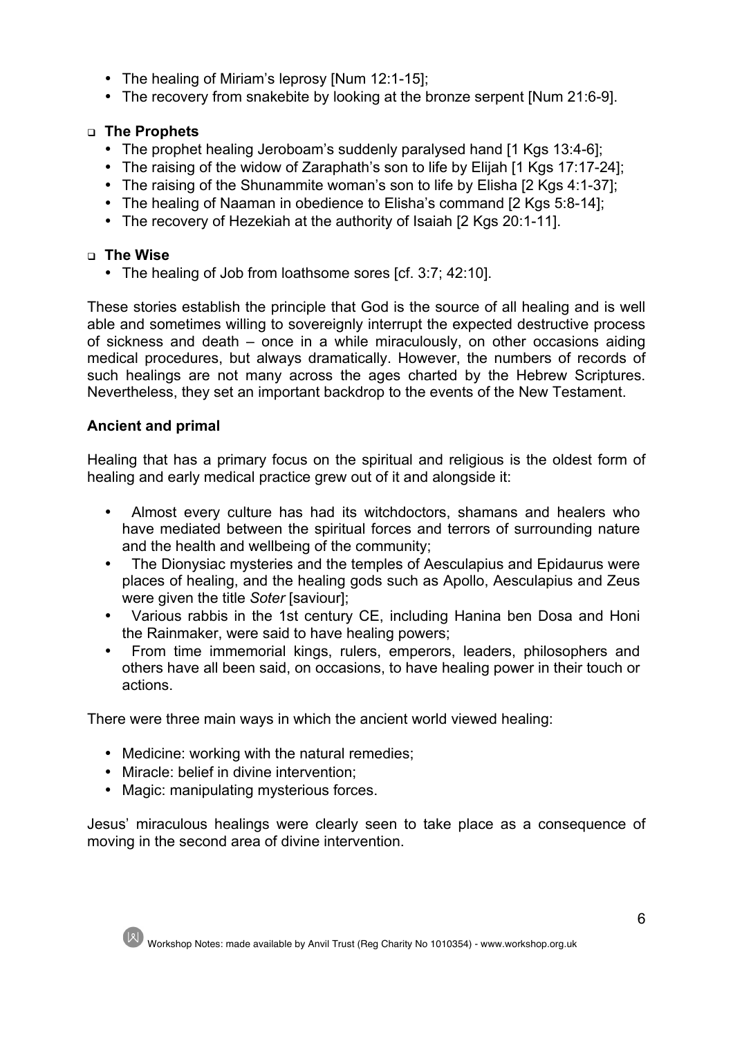- The healing of Miriam's leprosy [Num 12:1-15];
- The recovery from snakebite by looking at the bronze serpent [Num 21:6-9].

- **The Prophets**
  - The prophet healing Jeroboam's suddenly paralysed hand [1 Kgs 13:4-6];
  - The raising of the widow of Zaraphath's son to life by Elijah [1 Kgs 17:17-24];
  - The raising of the Shunammite woman's son to life by Elisha [2 Kgs 4:1-37];
  - The healing of Naaman in obedience to Elisha's command [2 Kgs 5:8-14];
  - The recovery of Hezekiah at the authority of Isaiah [2 Kgs 20:1-11].

- **The Wise**
  - The healing of Job from loathsome sores [cf. 3:7; 42:10].

These stories establish the principle that God is the source of all healing and is well able and sometimes willing to sovereignly interrupt the expected destructive process of sickness and death – once in a while miraculously, on other occasions aiding medical procedures, but always dramatically. However, the numbers of records of such healings are not many across the ages charted by the Hebrew Scriptures. Nevertheless, they set an important backdrop to the events of the New Testament.

**Ancient and primal**

Healing that has a primary focus on the spiritual and religious is the oldest form of healing and early medical practice grew out of it and alongside it:

- Almost every culture has had its witchdoctors, shamans and healers who have mediated between the spiritual forces and terrors of surrounding nature and the health and wellbeing of the community;
- The Dionysiac mysteries and the temples of Aesculapius and Epidaurus were places of healing, and the healing gods such as Apollo, Aesculapius and Zeus were given the title *Soter* [saviour];
- Various rabbis in the 1st century CE, including Hanina ben Dosa and Honi the Rainmaker, were said to have healing powers;
- From time immemorial kings, rulers, emperors, leaders, philosophers and others have all been said, on occasions, to have healing power in their touch or actions.

There were three main ways in which the ancient world viewed healing:

- Medicine: working with the natural remedies;
- Miracle: belief in divine intervention;
- Magic: manipulating mysterious forces.

Jesus' miraculous healings were clearly seen to take place as a consequence of moving in the second area of divine intervention.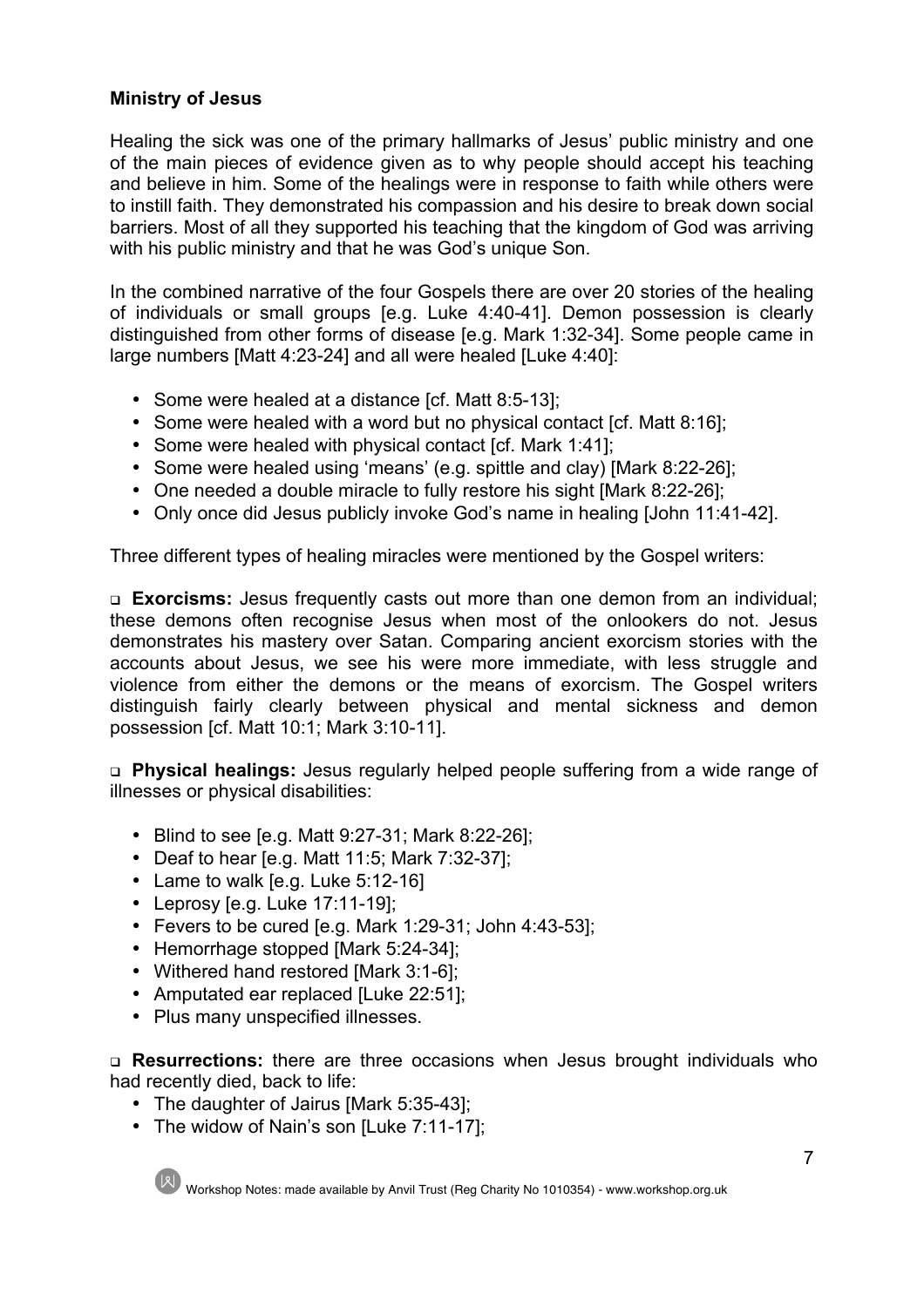**Ministry of Jesus**

Healing the sick was one of the primary hallmarks of Jesus' public ministry and one of the main pieces of evidence given as to why people should accept his teaching and believe in him. Some of the healings were in response to faith while others were to instill faith. They demonstrated his compassion and his desire to break down social barriers. Most of all they supported his teaching that the kingdom of God was arriving with his public ministry and that he was God's unique Son.

In the combined narrative of the four Gospels there are over 20 stories of the healing of individuals or small groups [e.g. Luke 4:40-41]. Demon possession is clearly distinguished from other forms of disease [e.g. Mark 1:32-34]. Some people came in large numbers [Matt 4:23-24] and all were healed [Luke 4:40]:

- Some were healed at a distance [cf. Matt 8:5-13];
- Some were healed with a word but no physical contact [cf. Matt 8:16];
- Some were healed with physical contact [cf. Mark 1:41];
- Some were healed using 'means' (e.g. spittle and clay) [Mark 8:22-26];
- One needed a double miracle to fully restore his sight [Mark 8:22-26];
- Only once did Jesus publicly invoke God's name in healing [John 11:41-42].

Three different types of healing miracles were mentioned by the Gospel writers:

- **Exorcisms:** Jesus frequently casts out more than one demon from an individual; these demons often recognise Jesus when most of the onlookers do not. Jesus demonstrates his mastery over Satan. Comparing ancient exorcism stories with the accounts about Jesus, we see his were more immediate, with less struggle and violence from either the demons or the means of exorcism. The Gospel writers distinguish fairly clearly between physical and mental sickness and demon possession [cf. Matt 10:1; Mark 3:10-11].

- **Physical healings:** Jesus regularly helped people suffering from a wide range of illnesses or physical disabilities:
  - Blind to see [e.g. Matt 9:27-31; Mark 8:22-26];
  - Deaf to hear [e.g. Matt 11:5; Mark 7:32-37];
  - Lame to walk [e.g. Luke 5:12-16]
  - Leprosy [e.g. Luke 17:11-19];
  - Fevers to be cured [e.g. Mark 1:29-31; John 4:43-53];
  - Hemorrhage stopped [Mark 5:24-34];
  - Withered hand restored [Mark 3:1-6];
  - Amputated ear replaced [Luke 22:51];
  - Plus many unspecified illnesses.

- **Resurrections:** there are three occasions when Jesus brought individuals who had recently died, back to life:
  - The daughter of Jairus [Mark 5:35-43];
  - The widow of Nain's son [Luke 7:11-17];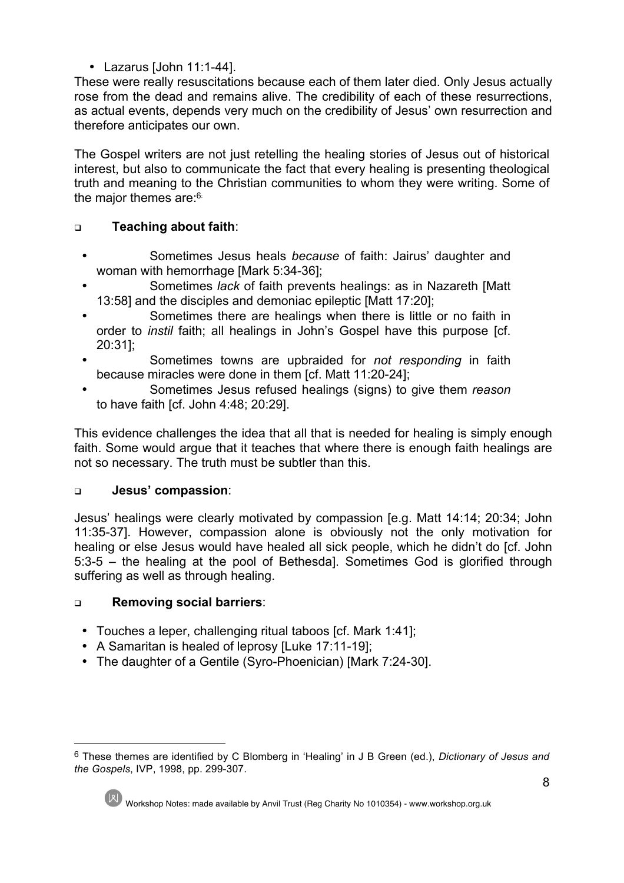- Lazarus [John 11:1-44].

These were really resuscitations because each of them later died. Only Jesus actually rose from the dead and remains alive. The credibility of each of these resurrections, as actual events, depends very much on the credibility of Jesus' own resurrection and therefore anticipates our own.

The Gospel writers are not just retelling the healing stories of Jesus out of historical interest, but also to communicate the fact that every healing is presenting theological truth and meaning to the Christian communities to whom they were writing. Some of the major themes are:[6]

- **Teaching about faith**:
  - Sometimes Jesus heals *because* of faith: Jairus' daughter and woman with hemorrhage [Mark 5:34-36];
  - Sometimes *lack* of faith prevents healings: as in Nazareth [Matt 13:58] and the disciples and demoniac epileptic [Matt 17:20];
  - Sometimes there are healings when there is little or no faith in order to *instil* faith; all healings in John's Gospel have this purpose [cf. 20:31];
  - Sometimes towns are upbraided for *not responding* in faith because miracles were done in them [cf. Matt 11:20-24];
  - Sometimes Jesus refused healings (signs) to give them *reason* to have faith [cf. John 4:48; 20:29].

This evidence challenges the idea that all that is needed for healing is simply enough faith. Some would argue that it teaches that where there is enough faith healings are not so necessary. The truth must be subtler than this.

- **Jesus' compassion**:

Jesus' healings were clearly motivated by compassion [e.g. Matt 14:14; 20:34; John 11:35-37]. However, compassion alone is obviously not the only motivation for healing or else Jesus would have healed all sick people, which he didn't do [cf. John 5:3-5 – the healing at the pool of Bethesda]. Sometimes God is glorified through suffering as well as through healing.

- **Removing social barriers**:
  - Touches a leper, challenging ritual taboos [cf. Mark 1:41];
  - A Samaritan is healed of leprosy [Luke 17:11-19];
  - The daughter of a Gentile (Syro-Phoenician) [Mark 7:24-30].

---

[6] These themes are identified by C Blomberg in 'Healing' in J B Green (ed.), *Dictionary of Jesus and the Gospels*, IVP, 1998, pp. 299-307.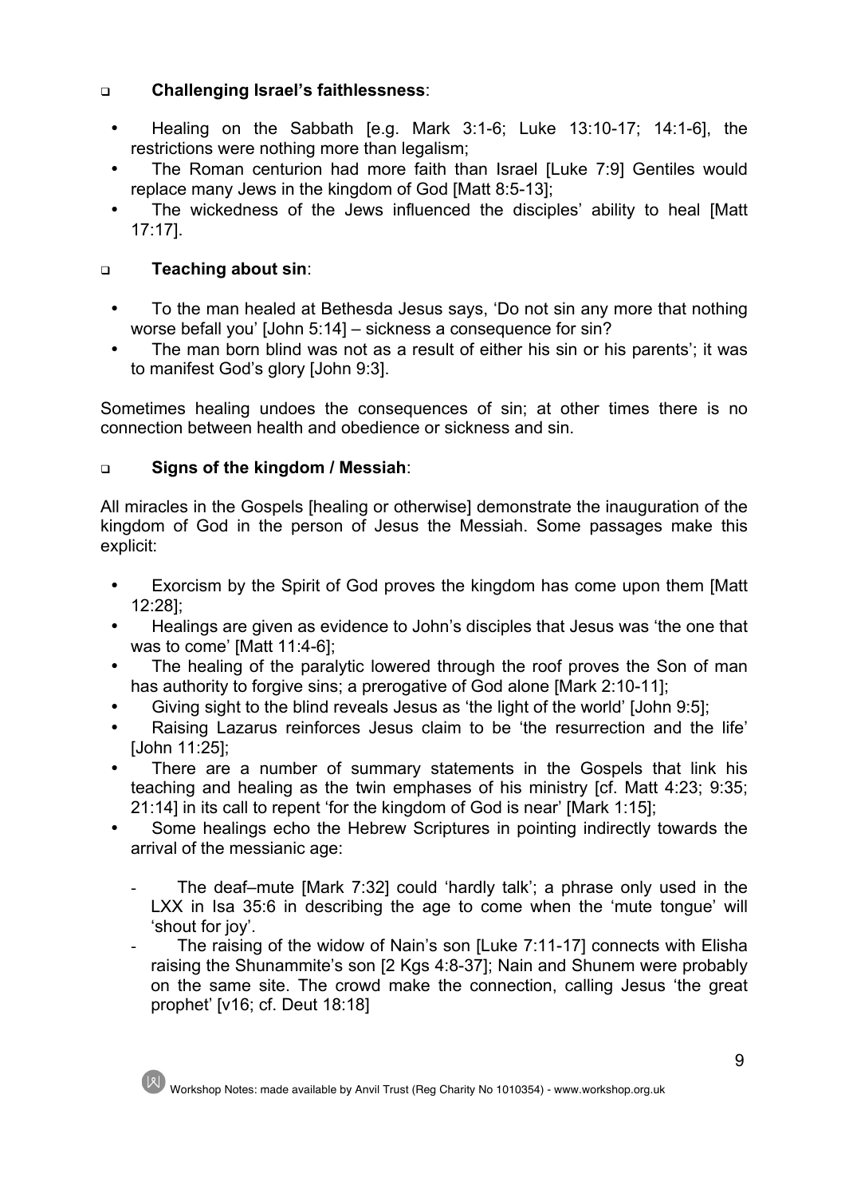- **Challenging Israel's faithlessness**:

  - Healing on the Sabbath [e.g. Mark 3:1-6; Luke 13:10-17; 14:1-6], the restrictions were nothing more than legalism;
  - The Roman centurion had more faith than Israel [Luke 7:9] Gentiles would replace many Jews in the kingdom of God [Matt 8:5-13];
  - The wickedness of the Jews influenced the disciples' ability to heal [Matt 17:17].

- **Teaching about sin**:

  - To the man healed at Bethesda Jesus says, 'Do not sin any more that nothing worse befall you' [John 5:14] – sickness a consequence for sin?
  - The man born blind was not as a result of either his sin or his parents'; it was to manifest God's glory [John 9:3].

Sometimes healing undoes the consequences of sin; at other times there is no connection between health and obedience or sickness and sin.

- **Signs of the kingdom / Messiah**:

All miracles in the Gospels [healing or otherwise] demonstrate the inauguration of the kingdom of God in the person of Jesus the Messiah. Some passages make this explicit:

  - Exorcism by the Spirit of God proves the kingdom has come upon them [Matt 12:28];
  - Healings are given as evidence to John's disciples that Jesus was 'the one that was to come' [Matt 11:4-6];
  - The healing of the paralytic lowered through the roof proves the Son of man has authority to forgive sins; a prerogative of God alone [Mark 2:10-11];
  - Giving sight to the blind reveals Jesus as 'the light of the world' [John 9:5];
  - Raising Lazarus reinforces Jesus claim to be 'the resurrection and the life' [John 11:25];
  - There are a number of summary statements in the Gospels that link his teaching and healing as the twin emphases of his ministry [cf. Matt 4:23; 9:35; 21:14] in its call to repent 'for the kingdom of God is near' [Mark 1:15];
  - Some healings echo the Hebrew Scriptures in pointing indirectly towards the arrival of the messianic age:

    - The deaf–mute [Mark 7:32] could 'hardly talk'; a phrase only used in the LXX in Isa 35:6 in describing the age to come when the 'mute tongue' will 'shout for joy'.
    - The raising of the widow of Nain's son [Luke 7:11-17] connects with Elisha raising the Shunammite's son [2 Kgs 4:8-37]; Nain and Shunem were probably on the same site. The crowd make the connection, calling Jesus 'the great prophet' [v16; cf. Deut 18:18]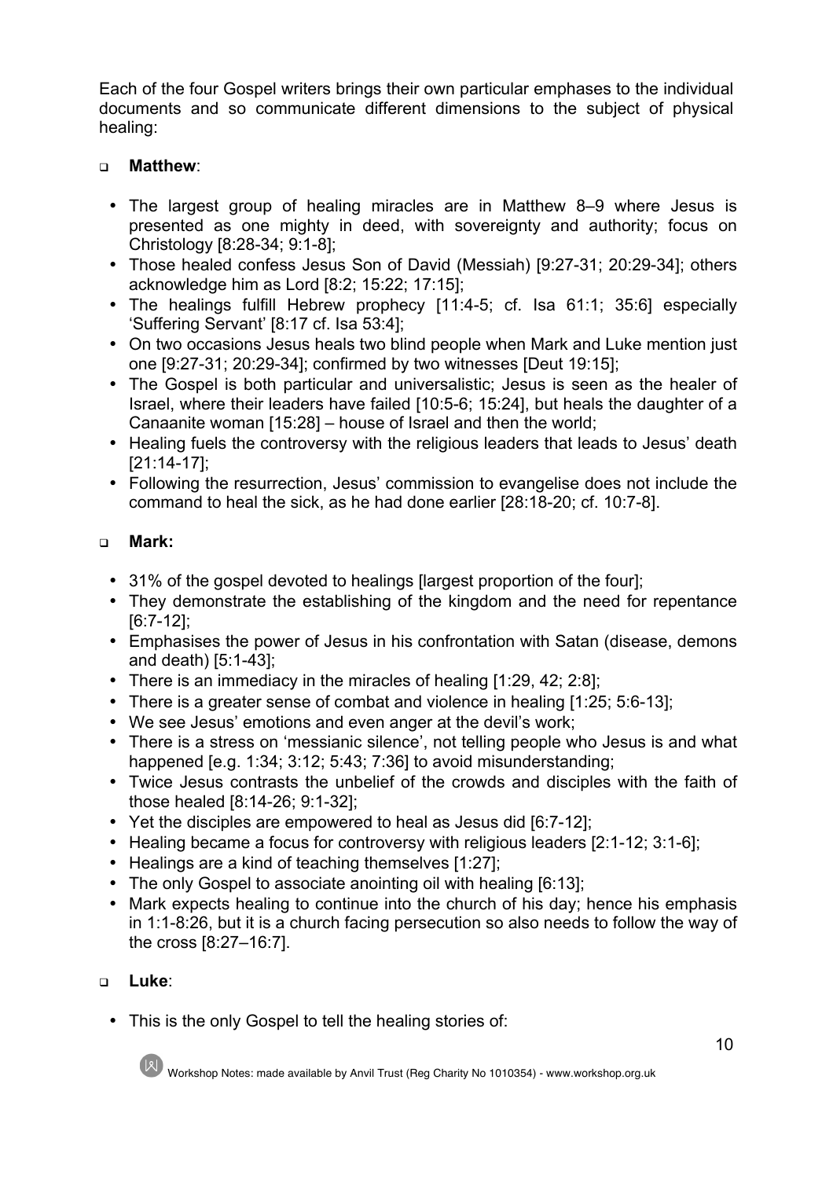Each of the four Gospel writers brings their own particular emphases to the individual documents and so communicate different dimensions to the subject of physical healing:

- **Matthew**:
  - The largest group of healing miracles are in Matthew 8–9 where Jesus is presented as one mighty in deed, with sovereignty and authority; focus on Christology [8:28-34; 9:1-8];
  - Those healed confess Jesus Son of David (Messiah) [9:27-31; 20:29-34]; others acknowledge him as Lord [8:2; 15:22; 17:15];
  - The healings fulfill Hebrew prophecy [11:4-5; cf. Isa 61:1; 35:6] especially 'Suffering Servant' [8:17 cf. Isa 53:4];
  - On two occasions Jesus heals two blind people when Mark and Luke mention just one [9:27-31; 20:29-34]; confirmed by two witnesses [Deut 19:15];
  - The Gospel is both particular and universalistic; Jesus is seen as the healer of Israel, where their leaders have failed [10:5-6; 15:24], but heals the daughter of a Canaanite woman [15:28] – house of Israel and then the world;
  - Healing fuels the controversy with the religious leaders that leads to Jesus' death [21:14-17];
  - Following the resurrection, Jesus' commission to evangelise does not include the command to heal the sick, as he had done earlier [28:18-20; cf. 10:7-8].

- **Mark:**
  - 31% of the gospel devoted to healings [largest proportion of the four];
  - They demonstrate the establishing of the kingdom and the need for repentance [6:7-12];
  - Emphasises the power of Jesus in his confrontation with Satan (disease, demons and death) [5:1-43];
  - There is an immediacy in the miracles of healing [1:29, 42; 2:8];
  - There is a greater sense of combat and violence in healing [1:25; 5:6-13];
  - We see Jesus' emotions and even anger at the devil's work;
  - There is a stress on 'messianic silence', not telling people who Jesus is and what happened [e.g. 1:34; 3:12; 5:43; 7:36] to avoid misunderstanding;
  - Twice Jesus contrasts the unbelief of the crowds and disciples with the faith of those healed [8:14-26; 9:1-32];
  - Yet the disciples are empowered to heal as Jesus did [6:7-12];
  - Healing became a focus for controversy with religious leaders [2:1-12; 3:1-6];
  - Healings are a kind of teaching themselves [1:27];
  - The only Gospel to associate anointing oil with healing [6:13];
  - Mark expects healing to continue into the church of his day; hence his emphasis in 1:1-8:26, but it is a church facing persecution so also needs to follow the way of the cross [8:27–16:7].

- **Luke**:
  - This is the only Gospel to tell the healing stories of: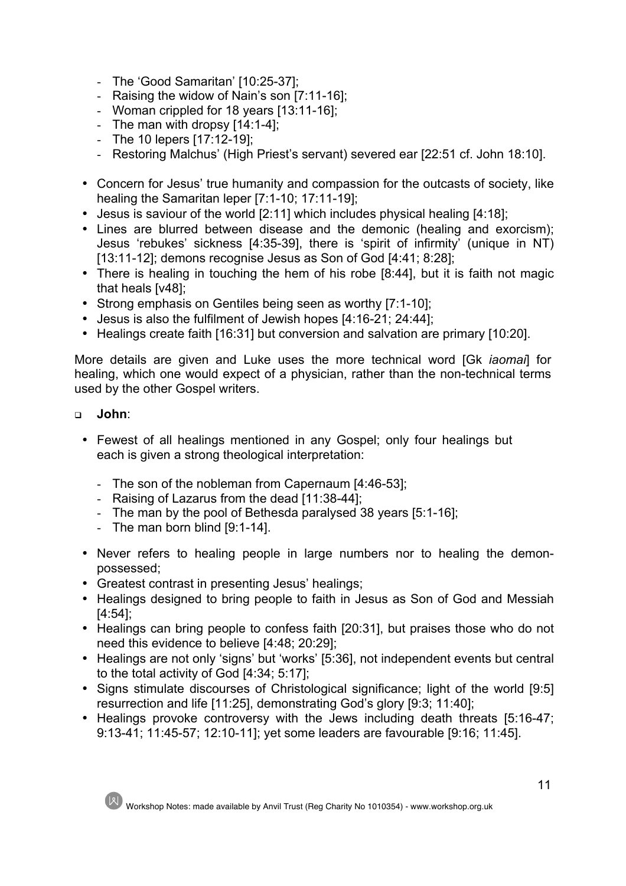- The 'Good Samaritan' [10:25-37];
  - Raising the widow of Nain's son [7:11-16];
  - Woman crippled for 18 years [13:11-16];
  - The man with dropsy [14:1-4];
  - The 10 lepers [17:12-19];
  - Restoring Malchus' (High Priest's servant) severed ear [22:51 cf. John 18:10].

- Concern for Jesus' true humanity and compassion for the outcasts of society, like healing the Samaritan leper [7:1-10; 17:11-19];
- Jesus is saviour of the world [2:11] which includes physical healing [4:18];
- Lines are blurred between disease and the demonic (healing and exorcism); Jesus 'rebukes' sickness [4:35-39], there is 'spirit of infirmity' (unique in NT) [13:11-12]; demons recognise Jesus as Son of God [4:41; 8:28];
- There is healing in touching the hem of his robe [8:44], but it is faith not magic that heals [v48];
- Strong emphasis on Gentiles being seen as worthy [7:1-10];
- Jesus is also the fulfilment of Jewish hopes [4:16-21; 24:44];
- Healings create faith [16:31] but conversion and salvation are primary [10:20].

More details are given and Luke uses the more technical word [Gk *iaomai*] for healing, which one would expect of a physician, rather than the non-technical terms used by the other Gospel writers.

- **John**:

  - Fewest of all healings mentioned in any Gospel; only four healings but each is given a strong theological interpretation:

    - The son of the nobleman from Capernaum [4:46-53];
    - Raising of Lazarus from the dead [11:38-44];
    - The man by the pool of Bethesda paralysed 38 years [5:1-16];
    - The man born blind [9:1-14].

  - Never refers to healing people in large numbers nor to healing the demon-possessed;
  - Greatest contrast in presenting Jesus' healings;
  - Healings designed to bring people to faith in Jesus as Son of God and Messiah [4:54];
  - Healings can bring people to confess faith [20:31], but praises those who do not need this evidence to believe [4:48; 20:29];
  - Healings are not only 'signs' but 'works' [5:36], not independent events but central to the total activity of God [4:34; 5:17];
  - Signs stimulate discourses of Christological significance; light of the world [9:5] resurrection and life [11:25], demonstrating God's glory [9:3; 11:40];
  - Healings provoke controversy with the Jews including death threats [5:16-47; 9:13-41; 11:45-57; 12:10-11]; yet some leaders are favourable [9:16; 11:45].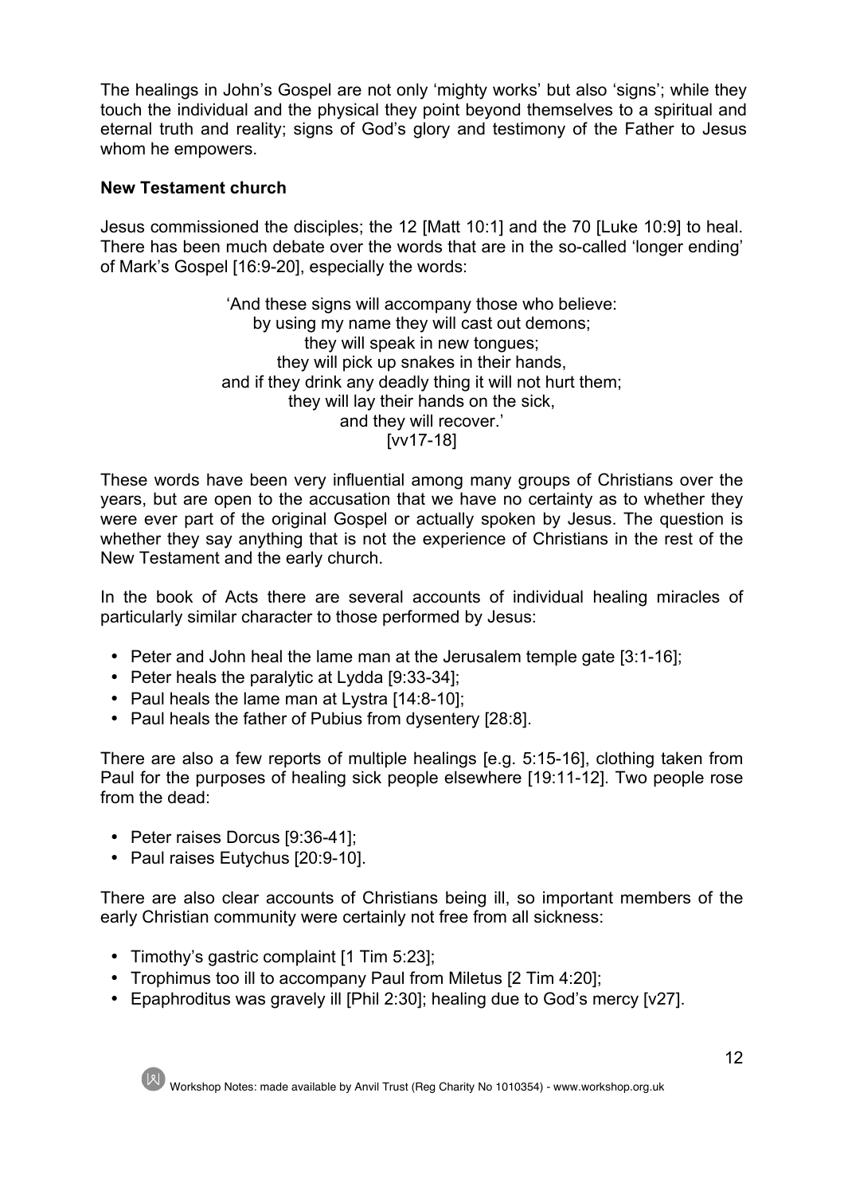The healings in John's Gospel are not only 'mighty works' but also 'signs'; while they touch the individual and the physical they point beyond themselves to a spiritual and eternal truth and reality; signs of God's glory and testimony of the Father to Jesus whom he empowers.

**New Testament church**

Jesus commissioned the disciples; the 12 [Matt 10:1] and the 70 [Luke 10:9] to heal. There has been much debate over the words that are in the so-called 'longer ending' of Mark's Gospel [16:9-20], especially the words:

> 'And these signs will accompany those who believe:
> by using my name they will cast out demons;
> they will speak in new tongues;
> they will pick up snakes in their hands,
> and if they drink any deadly thing it will not hurt them;
> they will lay their hands on the sick,
> and they will recover.'
> [vv17-18]

These words have been very influential among many groups of Christians over the years, but are open to the accusation that we have no certainty as to whether they were ever part of the original Gospel or actually spoken by Jesus. The question is whether they say anything that is not the experience of Christians in the rest of the New Testament and the early church.

In the book of Acts there are several accounts of individual healing miracles of particularly similar character to those performed by Jesus:

- Peter and John heal the lame man at the Jerusalem temple gate [3:1-16];
- Peter heals the paralytic at Lydda [9:33-34];
- Paul heals the lame man at Lystra [14:8-10];
- Paul heals the father of Pubius from dysentery [28:8].

There are also a few reports of multiple healings [e.g. 5:15-16], clothing taken from Paul for the purposes of healing sick people elsewhere [19:11-12]. Two people rose from the dead:

- Peter raises Dorcus [9:36-41];
- Paul raises Eutychus [20:9-10].

There are also clear accounts of Christians being ill, so important members of the early Christian community were certainly not free from all sickness:

- Timothy's gastric complaint [1 Tim 5:23];
- Trophimus too ill to accompany Paul from Miletus [2 Tim 4:20];
- Epaphroditus was gravely ill [Phil 2:30]; healing due to God's mercy [v27].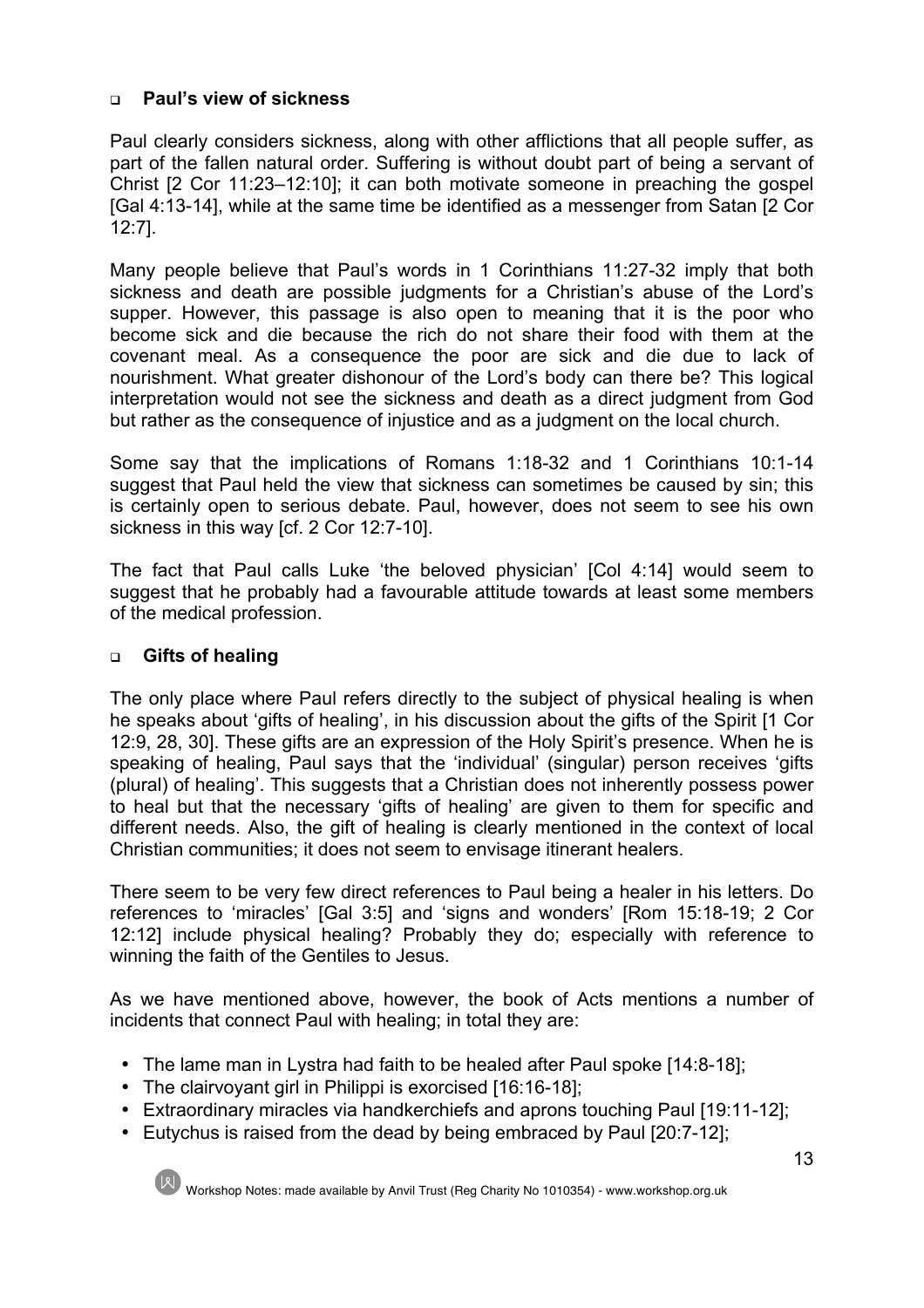- **Paul's view of sickness**

Paul clearly considers sickness, along with other afflictions that all people suffer, as part of the fallen natural order. Suffering is without doubt part of being a servant of Christ [2 Cor 11:23–12:10]; it can both motivate someone in preaching the gospel [Gal 4:13-14], while at the same time be identified as a messenger from Satan [2 Cor 12:7].

Many people believe that Paul's words in 1 Corinthians 11:27-32 imply that both sickness and death are possible judgments for a Christian's abuse of the Lord's supper. However, this passage is also open to meaning that it is the poor who become sick and die because the rich do not share their food with them at the covenant meal. As a consequence the poor are sick and die due to lack of nourishment. What greater dishonour of the Lord's body can there be? This logical interpretation would not see the sickness and death as a direct judgment from God but rather as the consequence of injustice and as a judgment on the local church.

Some say that the implications of Romans 1:18-32 and 1 Corinthians 10:1-14 suggest that Paul held the view that sickness can sometimes be caused by sin; this is certainly open to serious debate. Paul, however, does not seem to see his own sickness in this way [cf. 2 Cor 12:7-10].

The fact that Paul calls Luke 'the beloved physician' [Col 4:14] would seem to suggest that he probably had a favourable attitude towards at least some members of the medical profession.

- **Gifts of healing**

The only place where Paul refers directly to the subject of physical healing is when he speaks about 'gifts of healing', in his discussion about the gifts of the Spirit [1 Cor 12:9, 28, 30]. These gifts are an expression of the Holy Spirit's presence. When he is speaking of healing, Paul says that the 'individual' (singular) person receives 'gifts (plural) of healing'. This suggests that a Christian does not inherently possess power to heal but that the necessary 'gifts of healing' are given to them for specific and different needs. Also, the gift of healing is clearly mentioned in the context of local Christian communities; it does not seem to envisage itinerant healers.

There seem to be very few direct references to Paul being a healer in his letters. Do references to 'miracles' [Gal 3:5] and 'signs and wonders' [Rom 15:18-19; 2 Cor 12:12] include physical healing? Probably they do; especially with reference to winning the faith of the Gentiles to Jesus.

As we have mentioned above, however, the book of Acts mentions a number of incidents that connect Paul with healing; in total they are:

- The lame man in Lystra had faith to be healed after Paul spoke [14:8-18];
- The clairvoyant girl in Philippi is exorcised [16:16-18];
- Extraordinary miracles via handkerchiefs and aprons touching Paul [19:11-12];
- Eutychus is raised from the dead by being embraced by Paul [20:7-12];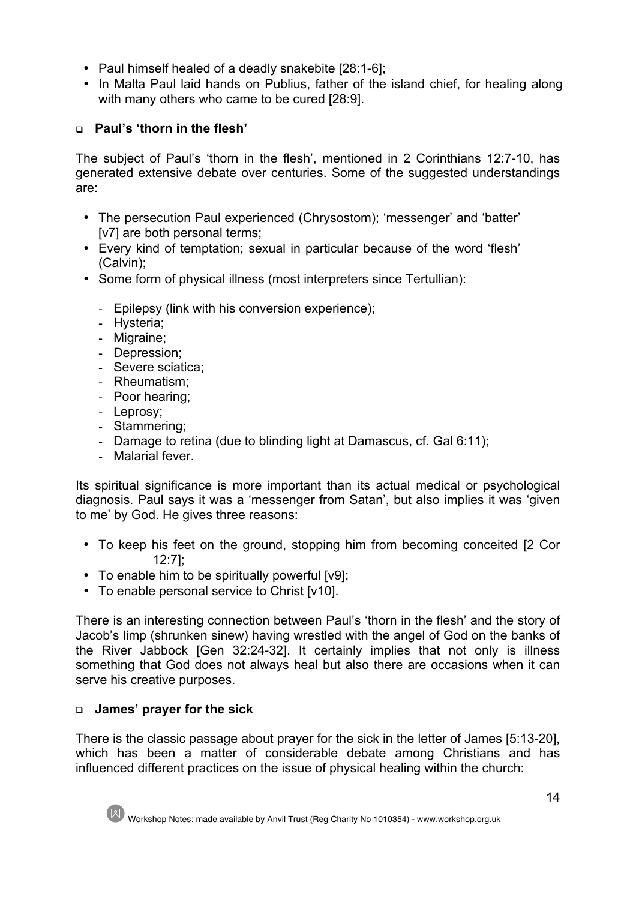- Paul himself healed of a deadly snakebite [28:1-6];
- In Malta Paul laid hands on Publius, father of the island chief, for healing along with many others who came to be cured [28:9].

### Paul's 'thorn in the flesh'

The subject of Paul's 'thorn in the flesh', mentioned in 2 Corinthians 12:7-10, has generated extensive debate over centuries. Some of the suggested understandings are:

- The persecution Paul experienced (Chrysostom); 'messenger' and 'batter' [v7] are both personal terms;
- Every kind of temptation; sexual in particular because of the word 'flesh' (Calvin);
- Some form of physical illness (most interpreters since Tertullian):
  - Epilepsy (link with his conversion experience);
  - Hysteria;
  - Migraine;
  - Depression;
  - Severe sciatica;
  - Rheumatism;
  - Poor hearing;
  - Leprosy;
  - Stammering;
  - Damage to retina (due to blinding light at Damascus, cf. Gal 6:11);
  - Malarial fever.

Its spiritual significance is more important than its actual medical or psychological diagnosis. Paul says it was a 'messenger from Satan', but also implies it was 'given to me' by God. He gives three reasons:

- To keep his feet on the ground, stopping him from becoming conceited [2 Cor 12:7];
- To enable him to be spiritually powerful [v9];
- To enable personal service to Christ [v10].

There is an interesting connection between Paul's 'thorn in the flesh' and the story of Jacob's limp (shrunken sinew) having wrestled with the angel of God on the banks of the River Jabbock [Gen 32:24-32]. It certainly implies that not only is illness something that God does not always heal but also there are occasions when it can serve his creative purposes.

### James' prayer for the sick

There is the classic passage about prayer for the sick in the letter of James [5:13-20], which has been a matter of considerable debate among Christians and has influenced different practices on the issue of physical healing within the church: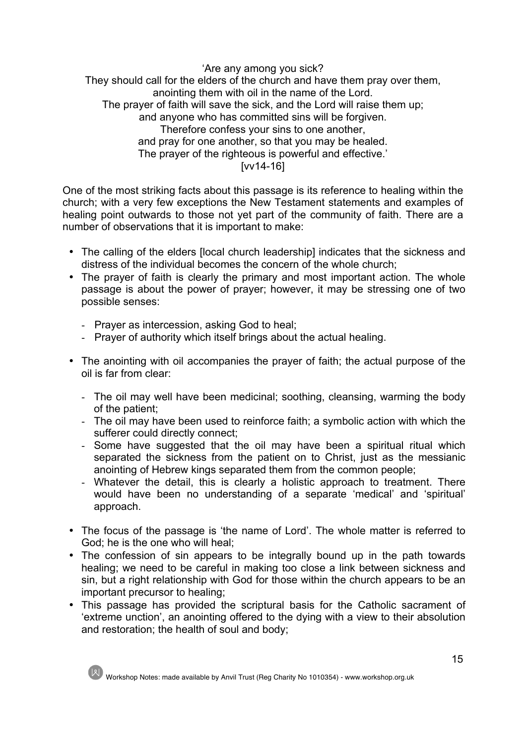'Are any among you sick?
They should call for the elders of the church and have them pray over them,
anointing them with oil in the name of the Lord.
The prayer of faith will save the sick, and the Lord will raise them up;
and anyone who has committed sins will be forgiven.
Therefore confess your sins to one another,
and pray for one another, so that you may be healed.
The prayer of the righteous is powerful and effective.'
[vv14-16]

One of the most striking facts about this passage is its reference to healing within the church; with a very few exceptions the New Testament statements and examples of healing point outwards to those not yet part of the community of faith. There are a number of observations that it is important to make:

- The calling of the elders [local church leadership] indicates that the sickness and distress of the individual becomes the concern of the whole church;
- The prayer of faith is clearly the primary and most important action. The whole passage is about the power of prayer; however, it may be stressing one of two possible senses:
  - Prayer as intercession, asking God to heal;
  - Prayer of authority which itself brings about the actual healing.
- The anointing with oil accompanies the prayer of faith; the actual purpose of the oil is far from clear:
  - The oil may well have been medicinal; soothing, cleansing, warming the body of the patient;
  - The oil may have been used to reinforce faith; a symbolic action with which the sufferer could directly connect;
  - Some have suggested that the oil may have been a spiritual ritual which separated the sickness from the patient on to Christ, just as the messianic anointing of Hebrew kings separated them from the common people;
  - Whatever the detail, this is clearly a holistic approach to treatment. There would have been no understanding of a separate 'medical' and 'spiritual' approach.
- The focus of the passage is 'the name of Lord'. The whole matter is referred to God; he is the one who will heal;
- The confession of sin appears to be integrally bound up in the path towards healing; we need to be careful in making too close a link between sickness and sin, but a right relationship with God for those within the church appears to be an important precursor to healing;
- This passage has provided the scriptural basis for the Catholic sacrament of 'extreme unction', an anointing offered to the dying with a view to their absolution and restoration; the health of soul and body;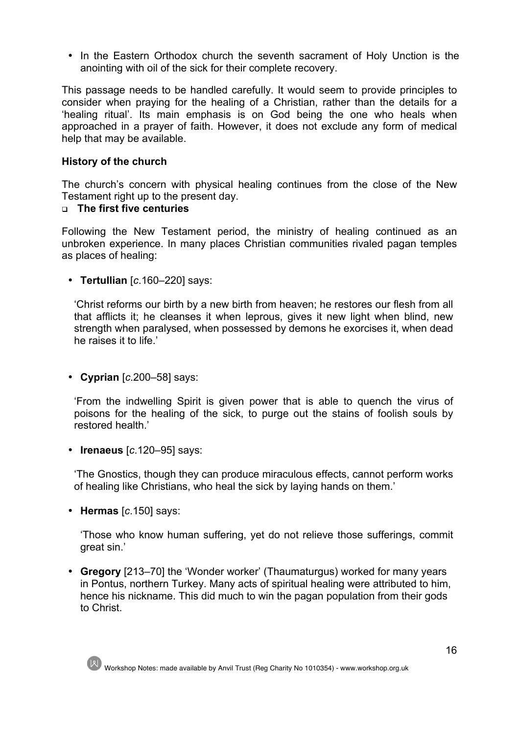- In the Eastern Orthodox church the seventh sacrament of Holy Unction is the anointing with oil of the sick for their complete recovery.

This passage needs to be handled carefully. It would seem to provide principles to consider when praying for the healing of a Christian, rather than the details for a 'healing ritual'. Its main emphasis is on God being the one who heals when approached in a prayer of faith. However, it does not exclude any form of medical help that may be available.

### History of the church

The church's concern with physical healing continues from the close of the New Testament right up to the present day.

- **The first five centuries**

Following the New Testament period, the ministry of healing continued as an unbroken experience. In many places Christian communities rivaled pagan temples as places of healing:

- **Tertullian** [*c.*160–220] says:

  'Christ reforms our birth by a new birth from heaven; he restores our flesh from all that afflicts it; he cleanses it when leprous, gives it new light when blind, new strength when paralysed, when possessed by demons he exorcises it, when dead he raises it to life.'

- **Cyprian** [*c.*200–58] says:

  'From the indwelling Spirit is given power that is able to quench the virus of poisons for the healing of the sick, to purge out the stains of foolish souls by restored health.'

- **Irenaeus** [*c.*120–95] says:

  'The Gnostics, though they can produce miraculous effects, cannot perform works of healing like Christians, who heal the sick by laying hands on them.'

- **Hermas** [*c.*150] says:

  'Those who know human suffering, yet do not relieve those sufferings, commit great sin.'

- **Gregory** [213–70] the 'Wonder worker' (Thaumaturgus) worked for many years in Pontus, northern Turkey. Many acts of spiritual healing were attributed to him, hence his nickname. This did much to win the pagan population from their gods to Christ.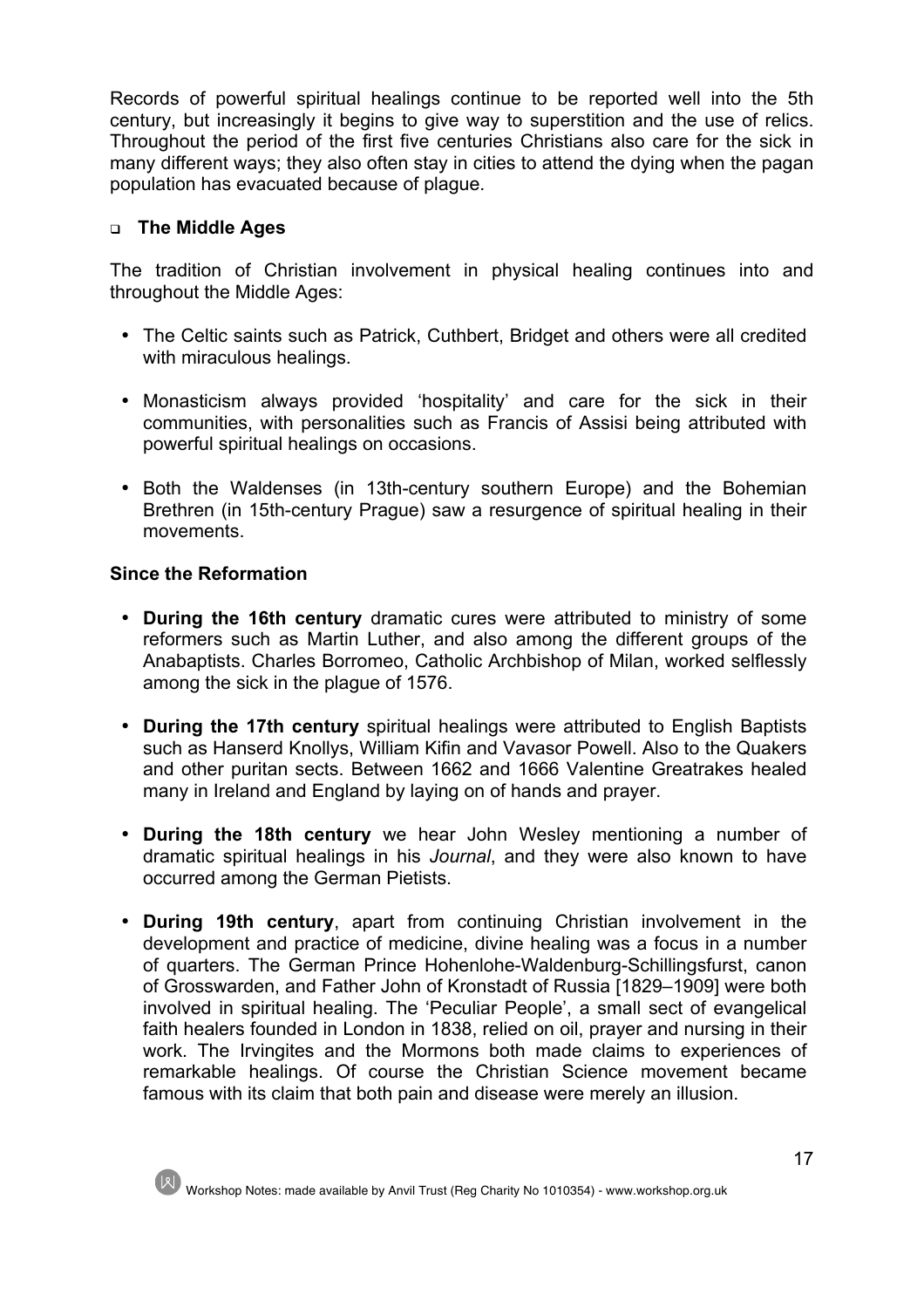Records of powerful spiritual healings continue to be reported well into the 5th century, but increasingly it begins to give way to superstition and the use of relics. Throughout the period of the first five centuries Christians also care for the sick in many different ways; they also often stay in cities to attend the dying when the pagan population has evacuated because of plague.

### The Middle Ages

The tradition of Christian involvement in physical healing continues into and throughout the Middle Ages:

- The Celtic saints such as Patrick, Cuthbert, Bridget and others were all credited with miraculous healings.
- Monasticism always provided 'hospitality' and care for the sick in their communities, with personalities such as Francis of Assisi being attributed with powerful spiritual healings on occasions.
- Both the Waldenses (in 13th-century southern Europe) and the Bohemian Brethren (in 15th-century Prague) saw a resurgence of spiritual healing in their movements.

### Since the Reformation

- **During the 16th century** dramatic cures were attributed to ministry of some reformers such as Martin Luther, and also among the different groups of the Anabaptists. Charles Borromeo, Catholic Archbishop of Milan, worked selflessly among the sick in the plague of 1576.
- **During the 17th century** spiritual healings were attributed to English Baptists such as Hanserd Knollys, William Kifin and Vavasor Powell. Also to the Quakers and other puritan sects. Between 1662 and 1666 Valentine Greatrakes healed many in Ireland and England by laying on of hands and prayer.
- **During the 18th century** we hear John Wesley mentioning a number of dramatic spiritual healings in his *Journal*, and they were also known to have occurred among the German Pietists.
- **During 19th century**, apart from continuing Christian involvement in the development and practice of medicine, divine healing was a focus in a number of quarters. The German Prince Hohenlohe-Waldenburg-Schillingsfurst, canon of Grosswarden, and Father John of Kronstadt of Russia [1829–1909] were both involved in spiritual healing. The 'Peculiar People', a small sect of evangelical faith healers founded in London in 1838, relied on oil, prayer and nursing in their work. The Irvingites and the Mormons both made claims to experiences of remarkable healings. Of course the Christian Science movement became famous with its claim that both pain and disease were merely an illusion.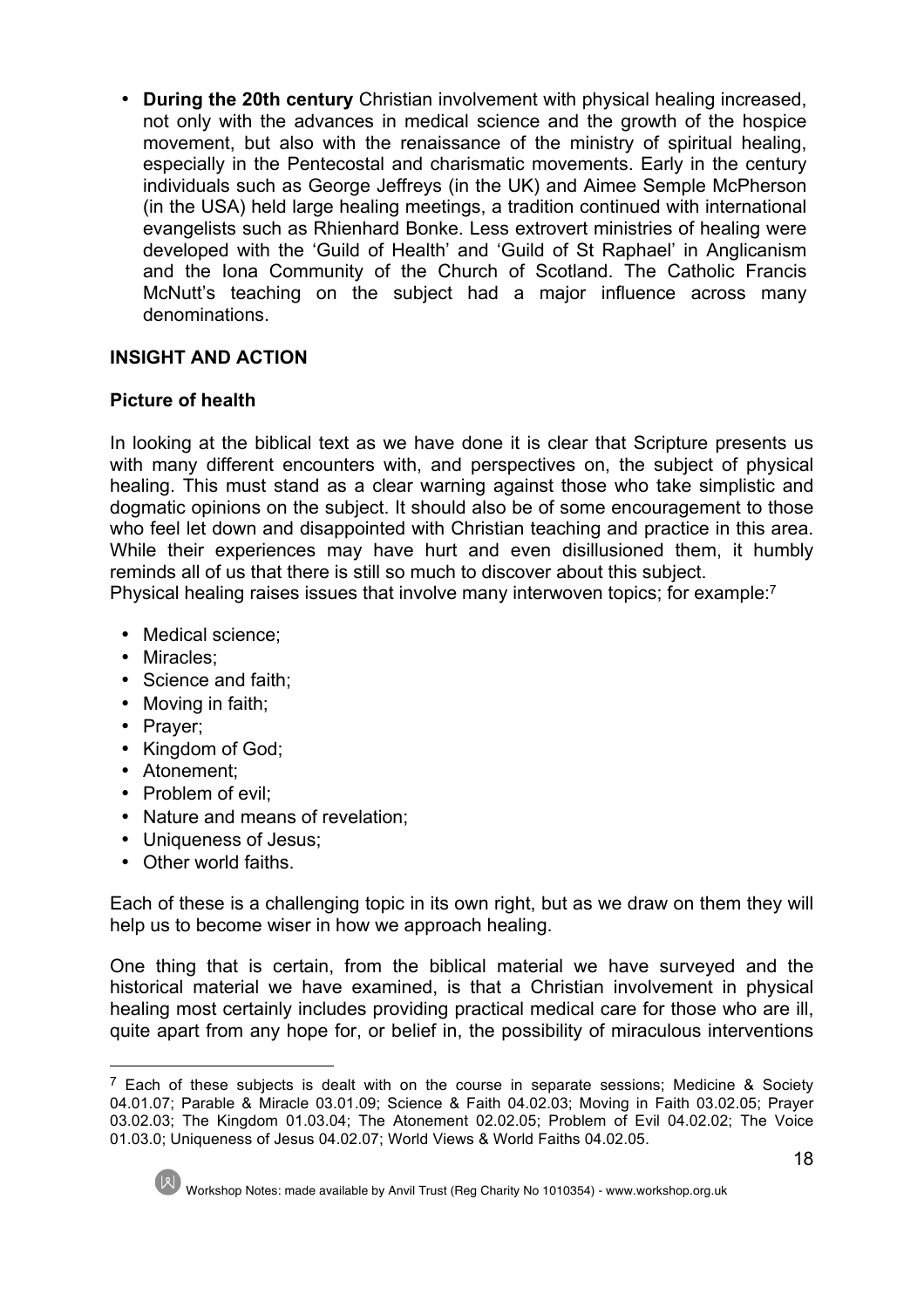- **During the 20th century** Christian involvement with physical healing increased, not only with the advances in medical science and the growth of the hospice movement, but also with the renaissance of the ministry of spiritual healing, especially in the Pentecostal and charismatic movements. Early in the century individuals such as George Jeffreys (in the UK) and Aimee Semple McPherson (in the USA) held large healing meetings, a tradition continued with international evangelists such as Rhienhard Bonke. Less extrovert ministries of healing were developed with the 'Guild of Health' and 'Guild of St Raphael' in Anglicanism and the Iona Community of the Church of Scotland. The Catholic Francis McNutt's teaching on the subject had a major influence across many denominations.

## INSIGHT AND ACTION

### Picture of health

In looking at the biblical text as we have done it is clear that Scripture presents us with many different encounters with, and perspectives on, the subject of physical healing. This must stand as a clear warning against those who take simplistic and dogmatic opinions on the subject. It should also be of some encouragement to those who feel let down and disappointed with Christian teaching and practice in this area. While their experiences may have hurt and even disillusioned them, it humbly reminds all of us that there is still so much to discover about this subject.
Physical healing raises issues that involve many interwoven topics; for example:[7]

- Medical science;
- Miracles;
- Science and faith;
- Moving in faith;
- Prayer;
- Kingdom of God;
- Atonement;
- Problem of evil;
- Nature and means of revelation;
- Uniqueness of Jesus;
- Other world faiths.

Each of these is a challenging topic in its own right, but as we draw on them they will help us to become wiser in how we approach healing.

One thing that is certain, from the biblical material we have surveyed and the historical material we have examined, is that a Christian involvement in physical healing most certainly includes providing practical medical care for those who are ill, quite apart from any hope for, or belief in, the possibility of miraculous interventions

---

[7] Each of these subjects is dealt with on the course in separate sessions; Medicine & Society 04.01.07; Parable & Miracle 03.01.09; Science & Faith 04.02.03; Moving in Faith 03.02.05; Prayer 03.02.03; The Kingdom 01.03.04; The Atonement 02.02.05; Problem of Evil 04.02.02; The Voice 01.03.0; Uniqueness of Jesus 04.02.07; World Views & World Faiths 04.02.05.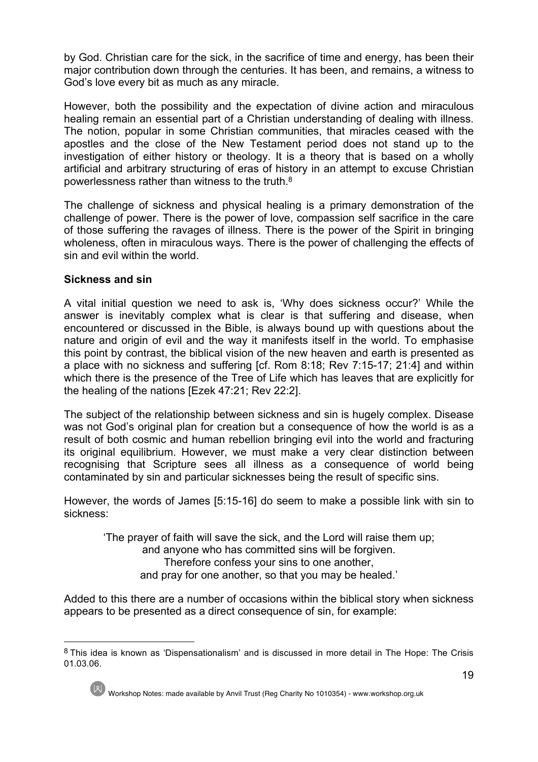by God. Christian care for the sick, in the sacrifice of time and energy, has been their major contribution down through the centuries. It has been, and remains, a witness to God's love every bit as much as any miracle.

However, both the possibility and the expectation of divine action and miraculous healing remain an essential part of a Christian understanding of dealing with illness. The notion, popular in some Christian communities, that miracles ceased with the apostles and the close of the New Testament period does not stand up to the investigation of either history or theology. It is a theory that is based on a wholly artificial and arbitrary structuring of eras of history in an attempt to excuse Christian powerlessness rather than witness to the truth.[8]

The challenge of sickness and physical healing is a primary demonstration of the challenge of power. There is the power of love, compassion self sacrifice in the care of those suffering the ravages of illness. There is the power of the Spirit in bringing wholeness, often in miraculous ways. There is the power of challenging the effects of sin and evil within the world.

**Sickness and sin**

A vital initial question we need to ask is, 'Why does sickness occur?' While the answer is inevitably complex what is clear is that suffering and disease, when encountered or discussed in the Bible, is always bound up with questions about the nature and origin of evil and the way it manifests itself in the world. To emphasise this point by contrast, the biblical vision of the new heaven and earth is presented as a place with no sickness and suffering [cf. Rom 8:18; Rev 7:15-17; 21:4] and within which there is the presence of the Tree of Life which has leaves that are explicitly for the healing of the nations [Ezek 47:21; Rev 22:2].

The subject of the relationship between sickness and sin is hugely complex. Disease was not God's original plan for creation but a consequence of how the world is as a result of both cosmic and human rebellion bringing evil into the world and fracturing its original equilibrium. However, we must make a very clear distinction between recognising that Scripture sees all illness as a consequence of world being contaminated by sin and particular sicknesses being the result of specific sins.

However, the words of James [5:15-16] do seem to make a possible link with sin to sickness:

> 'The prayer of faith will save the sick, and the Lord will raise them up;
> and anyone who has committed sins will be forgiven.
> Therefore confess your sins to one another,
> and pray for one another, so that you may be healed.'

Added to this there are a number of occasions within the biblical story when sickness appears to be presented as a direct consequence of sin, for example:

---

[8] This idea is known as 'Dispensationalism' and is discussed in more detail in The Hope: The Crisis 01.03.06.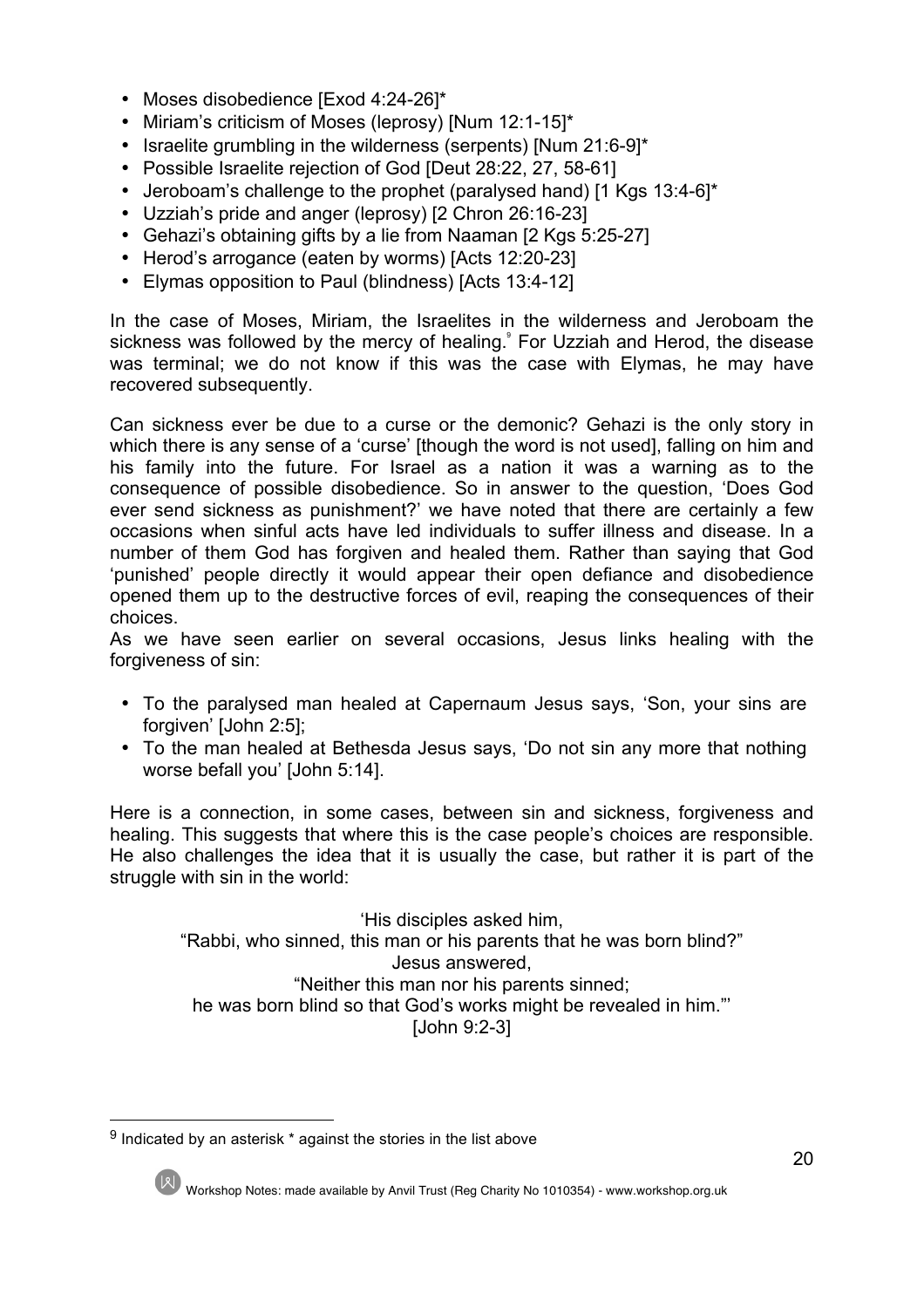- Moses disobedience [Exod 4:24-26]*
- Miriam's criticism of Moses (leprosy) [Num 12:1-15]*
- Israelite grumbling in the wilderness (serpents) [Num 21:6-9]*
- Possible Israelite rejection of God [Deut 28:22, 27, 58-61]
- Jeroboam's challenge to the prophet (paralysed hand) [1 Kgs 13:4-6]*
- Uzziah's pride and anger (leprosy) [2 Chron 26:16-23]
- Gehazi's obtaining gifts by a lie from Naaman [2 Kgs 5:25-27]
- Herod's arrogance (eaten by worms) [Acts 12:20-23]
- Elymas opposition to Paul (blindness) [Acts 13:4-12]

In the case of Moses, Miriam, the Israelites in the wilderness and Jeroboam the sickness was followed by the mercy of healing.[9] For Uzziah and Herod, the disease was terminal; we do not know if this was the case with Elymas, he may have recovered subsequently.

Can sickness ever be due to a curse or the demonic? Gehazi is the only story in which there is any sense of a 'curse' [though the word is not used], falling on him and his family into the future. For Israel as a nation it was a warning as to the consequence of possible disobedience. So in answer to the question, 'Does God ever send sickness as punishment?' we have noted that there are certainly a few occasions when sinful acts have led individuals to suffer illness and disease. In a number of them God has forgiven and healed them. Rather than saying that God 'punished' people directly it would appear their open defiance and disobedience opened them up to the destructive forces of evil, reaping the consequences of their choices.

As we have seen earlier on several occasions, Jesus links healing with the forgiveness of sin:

- To the paralysed man healed at Capernaum Jesus says, 'Son, your sins are forgiven' [John 2:5];
- To the man healed at Bethesda Jesus says, 'Do not sin any more that nothing worse befall you' [John 5:14].

Here is a connection, in some cases, between sin and sickness, forgiveness and healing. This suggests that where this is the case people's choices are responsible. He also challenges the idea that it is usually the case, but rather it is part of the struggle with sin in the world:

> 'His disciples asked him,
> "Rabbi, who sinned, this man or his parents that he was born blind?"
> Jesus answered,
> "Neither this man nor his parents sinned;
> he was born blind so that God's works might be revealed in him."'
> [John 9:2-3]

---

[9] Indicated by an asterisk * against the stories in the list above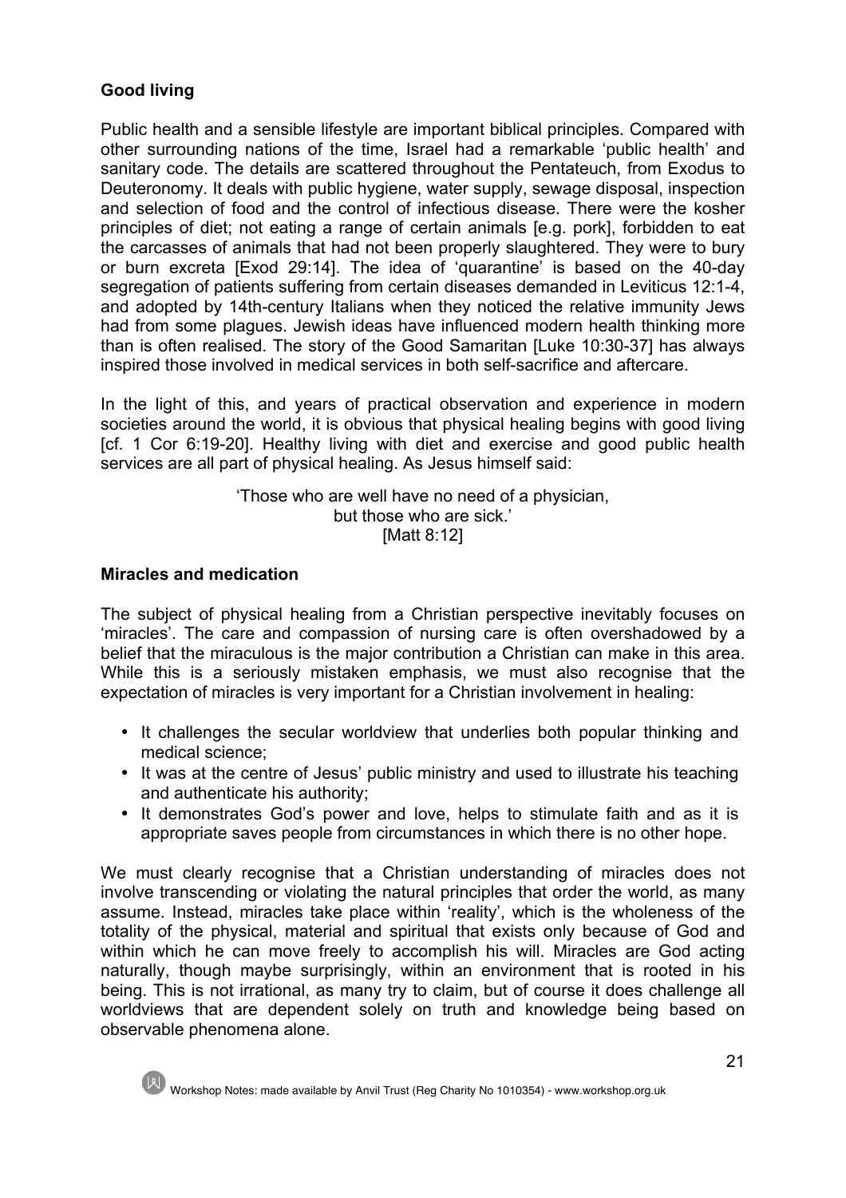**Good living**

Public health and a sensible lifestyle are important biblical principles. Compared with other surrounding nations of the time, Israel had a remarkable 'public health' and sanitary code. The details are scattered throughout the Pentateuch, from Exodus to Deuteronomy. It deals with public hygiene, water supply, sewage disposal, inspection and selection of food and the control of infectious disease. There were the kosher principles of diet; not eating a range of certain animals [e.g. pork], forbidden to eat the carcasses of animals that had not been properly slaughtered. They were to bury or burn excreta [Exod 29:14]. The idea of 'quarantine' is based on the 40-day segregation of patients suffering from certain diseases demanded in Leviticus 12:1-4, and adopted by 14th-century Italians when they noticed the relative immunity Jews had from some plagues. Jewish ideas have influenced modern health thinking more than is often realised. The story of the Good Samaritan [Luke 10:30-37] has always inspired those involved in medical services in both self-sacrifice and aftercare.

In the light of this, and years of practical observation and experience in modern societies around the world, it is obvious that physical healing begins with good living [cf. 1 Cor 6:19-20]. Healthy living with diet and exercise and good public health services are all part of physical healing. As Jesus himself said:

> 'Those who are well have no need of a physician,
> but those who are sick.'
> [Matt 8:12]

**Miracles and medication**

The subject of physical healing from a Christian perspective inevitably focuses on 'miracles'. The care and compassion of nursing care is often overshadowed by a belief that the miraculous is the major contribution a Christian can make in this area. While this is a seriously mistaken emphasis, we must also recognise that the expectation of miracles is very important for a Christian involvement in healing:

- It challenges the secular worldview that underlies both popular thinking and medical science;
- It was at the centre of Jesus' public ministry and used to illustrate his teaching and authenticate his authority;
- It demonstrates God's power and love, helps to stimulate faith and as it is appropriate saves people from circumstances in which there is no other hope.

We must clearly recognise that a Christian understanding of miracles does not involve transcending or violating the natural principles that order the world, as many assume. Instead, miracles take place within 'reality', which is the wholeness of the totality of the physical, material and spiritual that exists only because of God and within which he can move freely to accomplish his will. Miracles are God acting naturally, though maybe surprisingly, within an environment that is rooted in his being. This is not irrational, as many try to claim, but of course it does challenge all worldviews that are dependent solely on truth and knowledge being based on observable phenomena alone.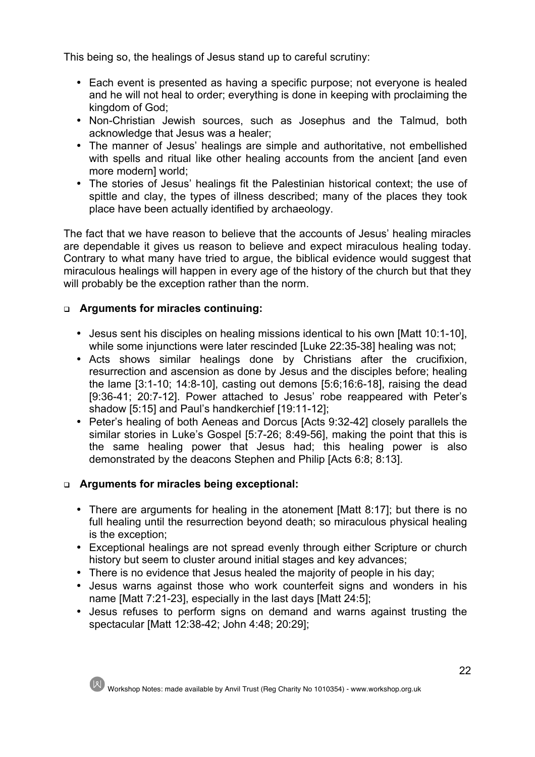This being so, the healings of Jesus stand up to careful scrutiny:

- Each event is presented as having a specific purpose; not everyone is healed and he will not heal to order; everything is done in keeping with proclaiming the kingdom of God;
- Non-Christian Jewish sources, such as Josephus and the Talmud, both acknowledge that Jesus was a healer;
- The manner of Jesus' healings are simple and authoritative, not embellished with spells and ritual like other healing accounts from the ancient [and even more modern] world;
- The stories of Jesus' healings fit the Palestinian historical context; the use of spittle and clay, the types of illness described; many of the places they took place have been actually identified by archaeology.

The fact that we have reason to believe that the accounts of Jesus' healing miracles are dependable it gives us reason to believe and expect miraculous healing today. Contrary to what many have tried to argue, the biblical evidence would suggest that miraculous healings will happen in every age of the history of the church but that they will probably be the exception rather than the norm.

- **Arguments for miracles continuing:**

  - Jesus sent his disciples on healing missions identical to his own [Matt 10:1-10], while some injunctions were later rescinded [Luke 22:35-38] healing was not;
  - Acts shows similar healings done by Christians after the crucifixion, resurrection and ascension as done by Jesus and the disciples before; healing the lame [3:1-10; 14:8-10], casting out demons [5:6;16:6-18], raising the dead [9:36-41; 20:7-12]. Power attached to Jesus' robe reappeared with Peter's shadow [5:15] and Paul's handkerchief [19:11-12];
  - Peter's healing of both Aeneas and Dorcus [Acts 9:32-42] closely parallels the similar stories in Luke's Gospel [5:7-26; 8:49-56], making the point that this is the same healing power that Jesus had; this healing power is also demonstrated by the deacons Stephen and Philip [Acts 6:8; 8:13].

- **Arguments for miracles being exceptional:**

  - There are arguments for healing in the atonement [Matt 8:17]; but there is no full healing until the resurrection beyond death; so miraculous physical healing is the exception;
  - Exceptional healings are not spread evenly through either Scripture or church history but seem to cluster around initial stages and key advances;
  - There is no evidence that Jesus healed the majority of people in his day;
  - Jesus warns against those who work counterfeit signs and wonders in his name [Matt 7:21-23], especially in the last days [Matt 24:5];
  - Jesus refuses to perform signs on demand and warns against trusting the spectacular [Matt 12:38-42; John 4:48; 20:29];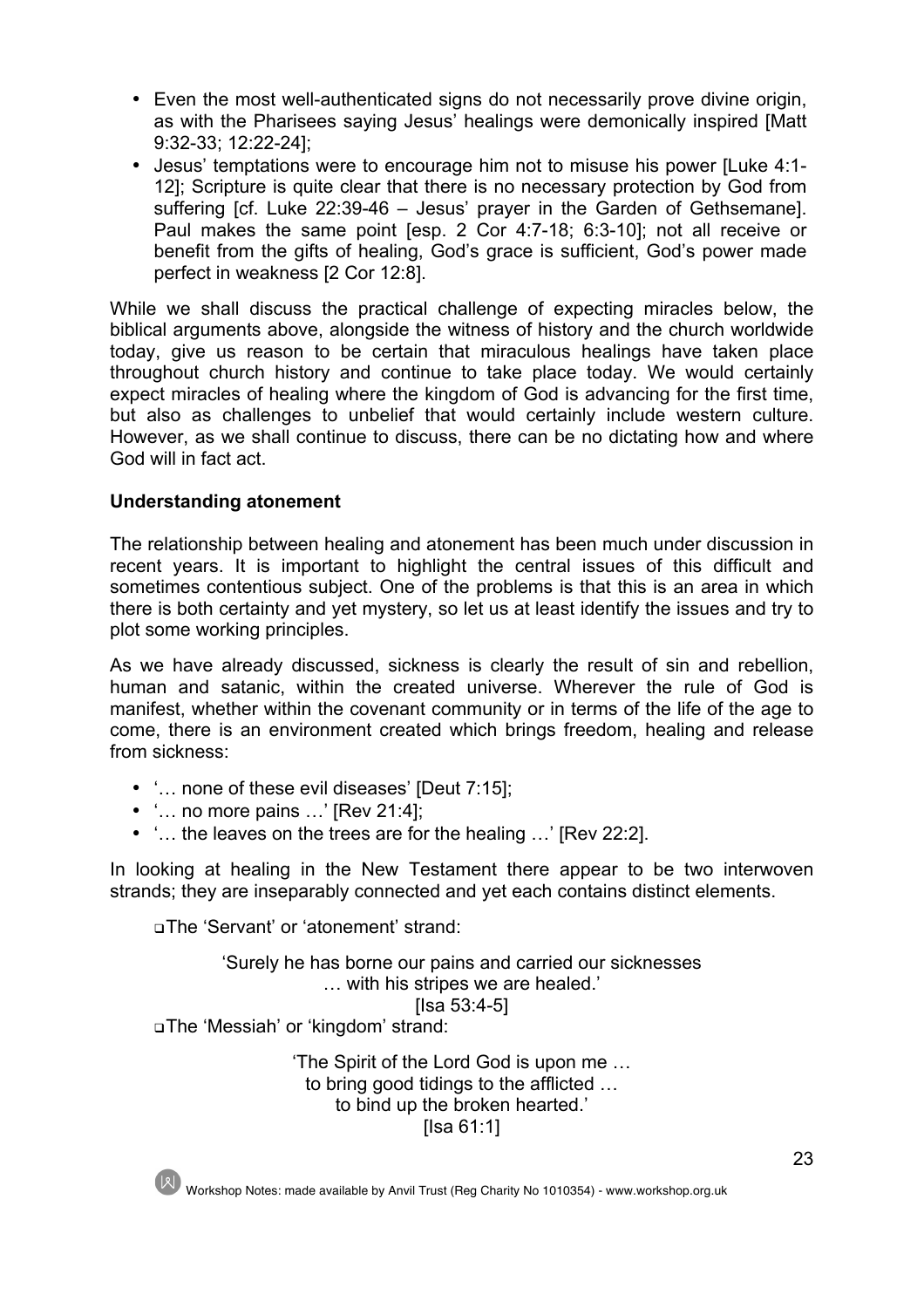- Even the most well-authenticated signs do not necessarily prove divine origin, as with the Pharisees saying Jesus' healings were demonically inspired [Matt 9:32-33; 12:22-24];
- Jesus' temptations were to encourage him not to misuse his power [Luke 4:1-12]; Scripture is quite clear that there is no necessary protection by God from suffering [cf. Luke 22:39-46 – Jesus' prayer in the Garden of Gethsemane]. Paul makes the same point [esp. 2 Cor 4:7-18; 6:3-10]; not all receive or benefit from the gifts of healing, God's grace is sufficient, God's power made perfect in weakness [2 Cor 12:8].

While we shall discuss the practical challenge of expecting miracles below, the biblical arguments above, alongside the witness of history and the church worldwide today, give us reason to be certain that miraculous healings have taken place throughout church history and continue to take place today. We would certainly expect miracles of healing where the kingdom of God is advancing for the first time, but also as challenges to unbelief that would certainly include western culture. However, as we shall continue to discuss, there can be no dictating how and where God will in fact act.

**Understanding atonement**

The relationship between healing and atonement has been much under discussion in recent years. It is important to highlight the central issues of this difficult and sometimes contentious subject. One of the problems is that this is an area in which there is both certainty and yet mystery, so let us at least identify the issues and try to plot some working principles.

As we have already discussed, sickness is clearly the result of sin and rebellion, human and satanic, within the created universe. Wherever the rule of God is manifest, whether within the covenant community or in terms of the life of the age to come, there is an environment created which brings freedom, healing and release from sickness:

- '… none of these evil diseases' [Deut 7:15];
- '… no more pains …' [Rev 21:4];
- '… the leaves on the trees are for the healing …' [Rev 22:2].

In looking at healing in the New Testament there appear to be two interwoven strands; they are inseparably connected and yet each contains distinct elements.

❑ The 'Servant' or 'atonement' strand:

> 'Surely he has borne our pains and carried our sicknesses
> … with his stripes we are healed.'
> [Isa 53:4-5]

❑ The 'Messiah' or 'kingdom' strand:

> 'The Spirit of the Lord God is upon me …
> to bring good tidings to the afflicted …
> to bind up the broken hearted.'
> [Isa 61:1]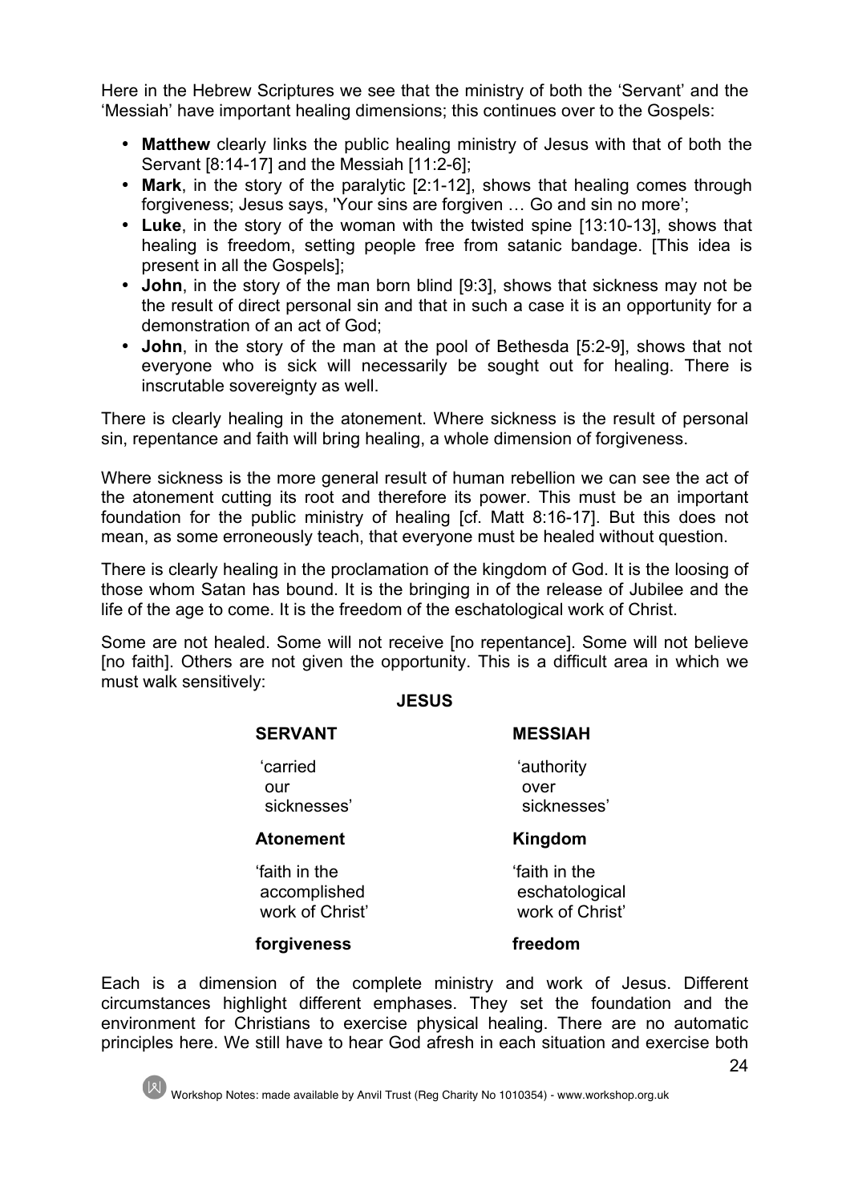Here in the Hebrew Scriptures we see that the ministry of both the 'Servant' and the 'Messiah' have important healing dimensions; this continues over to the Gospels:

- **Matthew** clearly links the public healing ministry of Jesus with that of both the Servant [8:14-17] and the Messiah [11:2-6];
- **Mark**, in the story of the paralytic [2:1-12], shows that healing comes through forgiveness; Jesus says, 'Your sins are forgiven … Go and sin no more';
- **Luke**, in the story of the woman with the twisted spine [13:10-13], shows that healing is freedom, setting people free from satanic bandage. [This idea is present in all the Gospels];
- **John**, in the story of the man born blind [9:3], shows that sickness may not be the result of direct personal sin and that in such a case it is an opportunity for a demonstration of an act of God;
- **John**, in the story of the man at the pool of Bethesda [5:2-9], shows that not everyone who is sick will necessarily be sought out for healing. There is inscrutable sovereignty as well.

There is clearly healing in the atonement. Where sickness is the result of personal sin, repentance and faith will bring healing, a whole dimension of forgiveness.

Where sickness is the more general result of human rebellion we can see the act of the atonement cutting its root and therefore its power. This must be an important foundation for the public ministry of healing [cf. Matt 8:16-17]. But this does not mean, as some erroneously teach, that everyone must be healed without question.

There is clearly healing in the proclamation of the kingdom of God. It is the loosing of those whom Satan has bound. It is the bringing in of the release of Jubilee and the life of the age to come. It is the freedom of the eschatological work of Christ.

Some are not healed. Some will not receive [no repentance]. Some will not believe [no faith]. Others are not given the opportunity. This is a difficult area in which we must walk sensitively:

**JESUS**

| **SERVANT** | **MESSIAH** |
|---|---|
| 'carried our sicknesses' | 'authority over sicknesses' |
| **Atonement** | **Kingdom** |
| 'faith in the accomplished work of Christ' | 'faith in the eschatological work of Christ' |
| **forgiveness** | **freedom** |

Each is a dimension of the complete ministry and work of Jesus. Different circumstances highlight different emphases. They set the foundation and the environment for Christians to exercise physical healing. There are no automatic principles here. We still have to hear God afresh in each situation and exercise both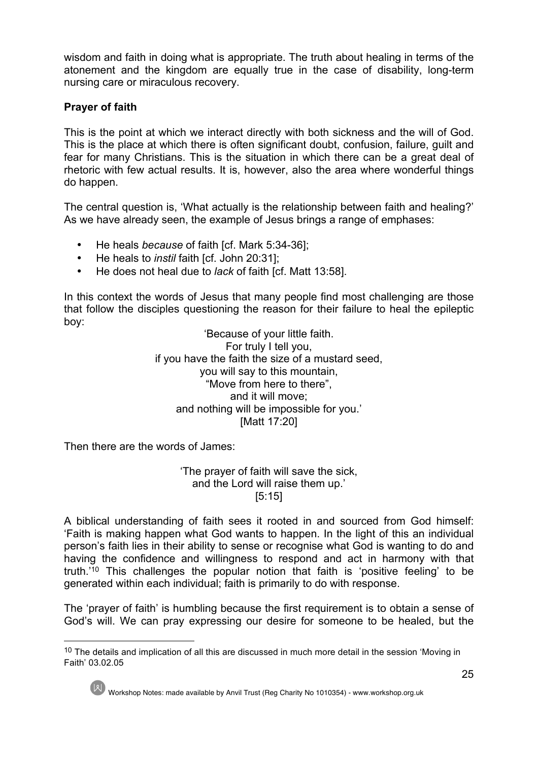wisdom and faith in doing what is appropriate. The truth about healing in terms of the atonement and the kingdom are equally true in the case of disability, long-term nursing care or miraculous recovery.

**Prayer of faith**

This is the point at which we interact directly with both sickness and the will of God. This is the place at which there is often significant doubt, confusion, failure, guilt and fear for many Christians. This is the situation in which there can be a great deal of rhetoric with few actual results. It is, however, also the area where wonderful things do happen.

The central question is, 'What actually is the relationship between faith and healing?' As we have already seen, the example of Jesus brings a range of emphases:

- He heals *because* of faith [cf. Mark 5:34-36];
- He heals to *instil* faith [cf. John 20:31];
- He does not heal due to *lack* of faith [cf. Matt 13:58].

In this context the words of Jesus that many people find most challenging are those that follow the disciples questioning the reason for their failure to heal the epileptic boy:

> 'Because of your little faith.
> For truly I tell you,
> if you have the faith the size of a mustard seed,
> you will say to this mountain,
> "Move from here to there",
> and it will move;
> and nothing will be impossible for you.'
> [Matt 17:20]

Then there are the words of James:

> 'The prayer of faith will save the sick,
> and the Lord will raise them up.'
> [5:15]

A biblical understanding of faith sees it rooted in and sourced from God himself: 'Faith is making happen what God wants to happen. In the light of this an individual person's faith lies in their ability to sense or recognise what God is wanting to do and having the confidence and willingness to respond and act in harmony with that truth.'[10] This challenges the popular notion that faith is 'positive feeling' to be generated within each individual; faith is primarily to do with response.

The 'prayer of faith' is humbling because the first requirement is to obtain a sense of God's will. We can pray expressing our desire for someone to be healed, but the

[10] The details and implication of all this are discussed in much more detail in the session 'Moving in Faith' 03.02.05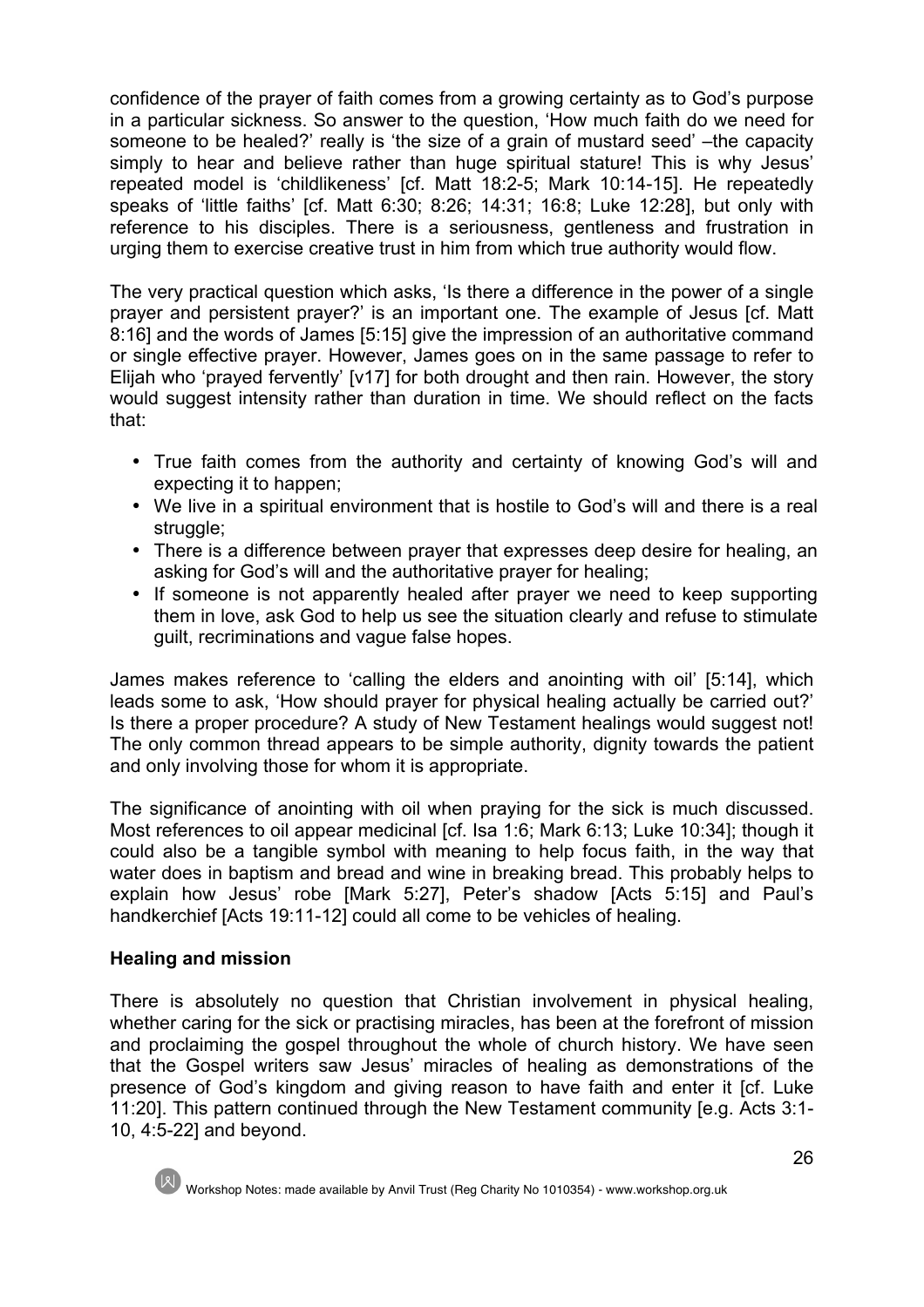confidence of the prayer of faith comes from a growing certainty as to God's purpose in a particular sickness. So answer to the question, 'How much faith do we need for someone to be healed?' really is 'the size of a grain of mustard seed' –the capacity simply to hear and believe rather than huge spiritual stature! This is why Jesus' repeated model is 'childlikeness' [cf. Matt 18:2-5; Mark 10:14-15]. He repeatedly speaks of 'little faiths' [cf. Matt 6:30; 8:26; 14:31; 16:8; Luke 12:28], but only with reference to his disciples. There is a seriousness, gentleness and frustration in urging them to exercise creative trust in him from which true authority would flow.

The very practical question which asks, 'Is there a difference in the power of a single prayer and persistent prayer?' is an important one. The example of Jesus [cf. Matt 8:16] and the words of James [5:15] give the impression of an authoritative command or single effective prayer. However, James goes on in the same passage to refer to Elijah who 'prayed fervently' [v17] for both drought and then rain. However, the story would suggest intensity rather than duration in time. We should reflect on the facts that:

- True faith comes from the authority and certainty of knowing God's will and expecting it to happen;
- We live in a spiritual environment that is hostile to God's will and there is a real struggle;
- There is a difference between prayer that expresses deep desire for healing, an asking for God's will and the authoritative prayer for healing;
- If someone is not apparently healed after prayer we need to keep supporting them in love, ask God to help us see the situation clearly and refuse to stimulate guilt, recriminations and vague false hopes.

James makes reference to 'calling the elders and anointing with oil' [5:14], which leads some to ask, 'How should prayer for physical healing actually be carried out?' Is there a proper procedure? A study of New Testament healings would suggest not! The only common thread appears to be simple authority, dignity towards the patient and only involving those for whom it is appropriate.

The significance of anointing with oil when praying for the sick is much discussed. Most references to oil appear medicinal [cf. Isa 1:6; Mark 6:13; Luke 10:34]; though it could also be a tangible symbol with meaning to help focus faith, in the way that water does in baptism and bread and wine in breaking bread. This probably helps to explain how Jesus' robe [Mark 5:27], Peter's shadow [Acts 5:15] and Paul's handkerchief [Acts 19:11-12] could all come to be vehicles of healing.

**Healing and mission**

There is absolutely no question that Christian involvement in physical healing, whether caring for the sick or practising miracles, has been at the forefront of mission and proclaiming the gospel throughout the whole of church history. We have seen that the Gospel writers saw Jesus' miracles of healing as demonstrations of the presence of God's kingdom and giving reason to have faith and enter it [cf. Luke 11:20]. This pattern continued through the New Testament community [e.g. Acts 3:1-10, 4:5-22] and beyond.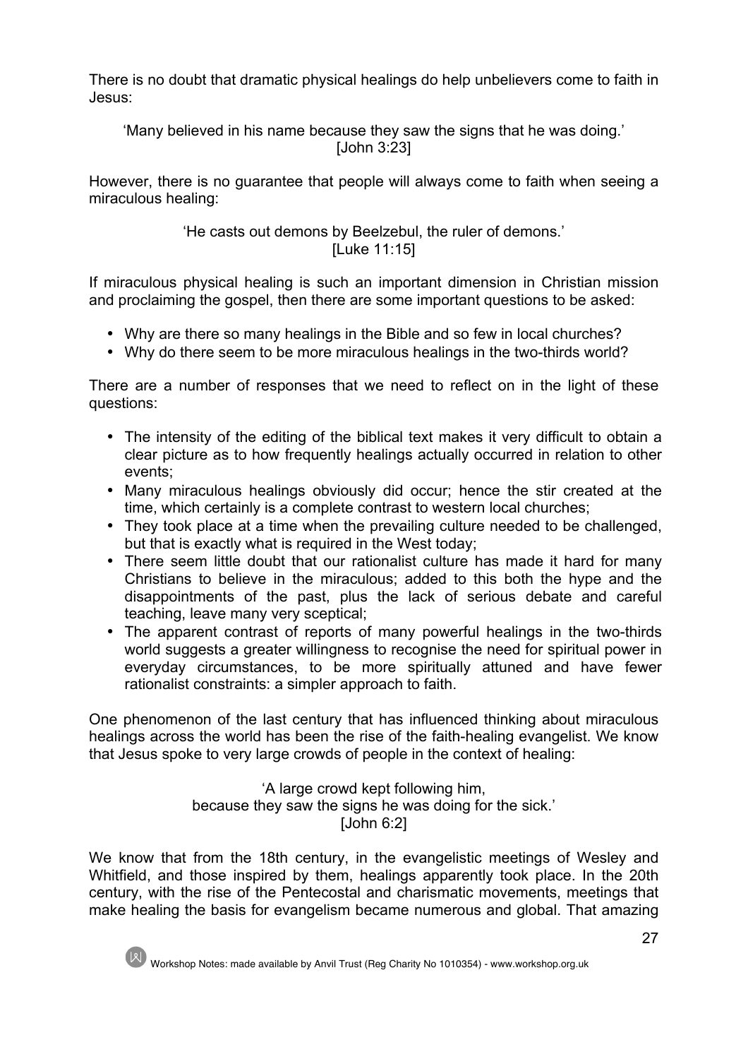There is no doubt that dramatic physical healings do help unbelievers come to faith in Jesus:

> 'Many believed in his name because they saw the signs that he was doing.'
> [John 3:23]

However, there is no guarantee that people will always come to faith when seeing a miraculous healing:

> 'He casts out demons by Beelzebul, the ruler of demons.'
> [Luke 11:15]

If miraculous physical healing is such an important dimension in Christian mission and proclaiming the gospel, then there are some important questions to be asked:

- Why are there so many healings in the Bible and so few in local churches?
- Why do there seem to be more miraculous healings in the two-thirds world?

There are a number of responses that we need to reflect on in the light of these questions:

- The intensity of the editing of the biblical text makes it very difficult to obtain a clear picture as to how frequently healings actually occurred in relation to other events;
- Many miraculous healings obviously did occur; hence the stir created at the time, which certainly is a complete contrast to western local churches;
- They took place at a time when the prevailing culture needed to be challenged, but that is exactly what is required in the West today;
- There seem little doubt that our rationalist culture has made it hard for many Christians to believe in the miraculous; added to this both the hype and the disappointments of the past, plus the lack of serious debate and careful teaching, leave many very sceptical;
- The apparent contrast of reports of many powerful healings in the two-thirds world suggests a greater willingness to recognise the need for spiritual power in everyday circumstances, to be more spiritually attuned and have fewer rationalist constraints: a simpler approach to faith.

One phenomenon of the last century that has influenced thinking about miraculous healings across the world has been the rise of the faith-healing evangelist. We know that Jesus spoke to very large crowds of people in the context of healing:

> 'A large crowd kept following him,
> because they saw the signs he was doing for the sick.'
> [John 6:2]

We know that from the 18th century, in the evangelistic meetings of Wesley and Whitfield, and those inspired by them, healings apparently took place. In the 20th century, with the rise of the Pentecostal and charismatic movements, meetings that make healing the basis for evangelism became numerous and global. That amazing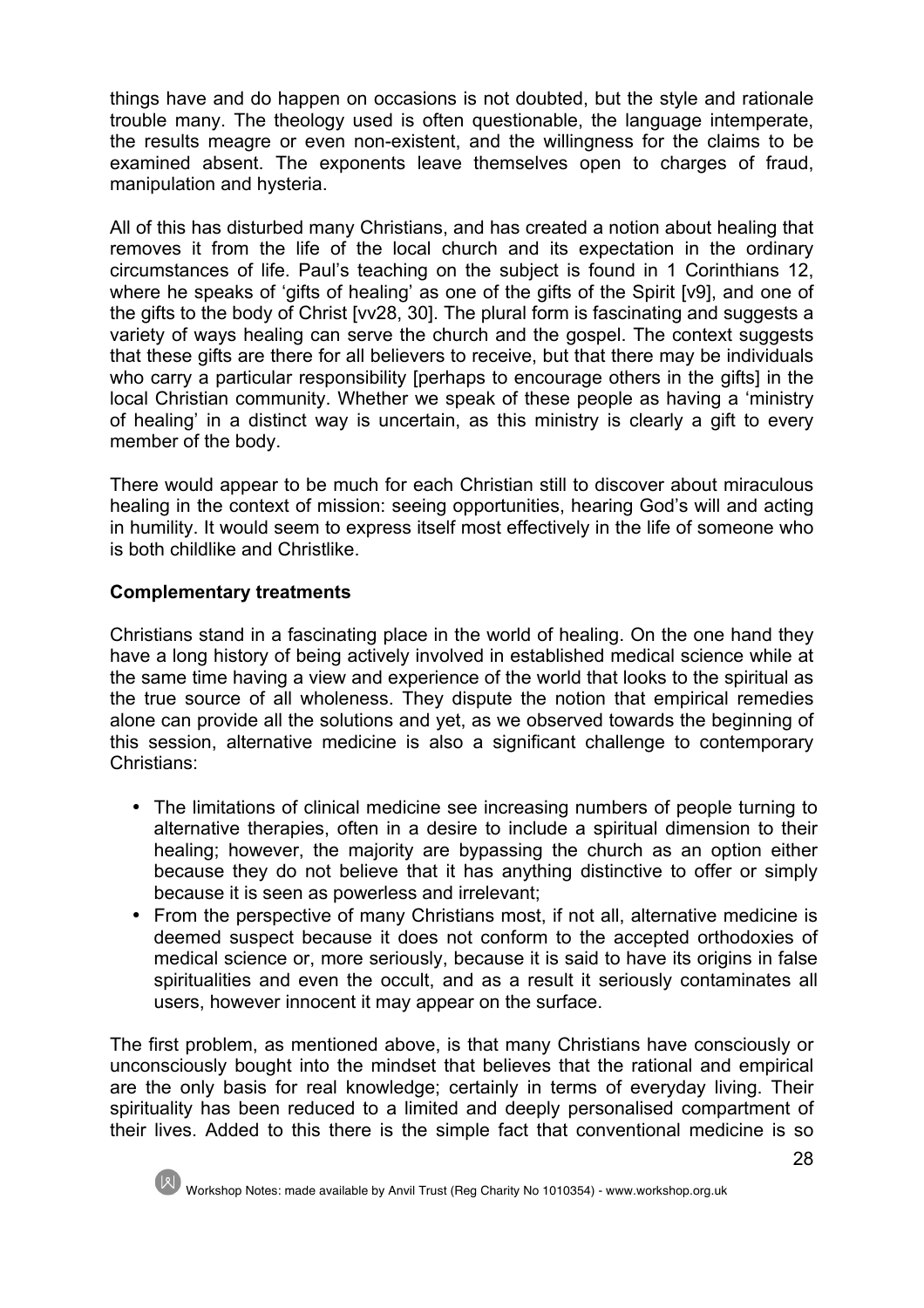things have and do happen on occasions is not doubted, but the style and rationale trouble many. The theology used is often questionable, the language intemperate, the results meagre or even non-existent, and the willingness for the claims to be examined absent. The exponents leave themselves open to charges of fraud, manipulation and hysteria.

All of this has disturbed many Christians, and has created a notion about healing that removes it from the life of the local church and its expectation in the ordinary circumstances of life. Paul's teaching on the subject is found in 1 Corinthians 12, where he speaks of 'gifts of healing' as one of the gifts of the Spirit [v9], and one of the gifts to the body of Christ [vv28, 30]. The plural form is fascinating and suggests a variety of ways healing can serve the church and the gospel. The context suggests that these gifts are there for all believers to receive, but that there may be individuals who carry a particular responsibility [perhaps to encourage others in the gifts] in the local Christian community. Whether we speak of these people as having a 'ministry of healing' in a distinct way is uncertain, as this ministry is clearly a gift to every member of the body.

There would appear to be much for each Christian still to discover about miraculous healing in the context of mission: seeing opportunities, hearing God's will and acting in humility. It would seem to express itself most effectively in the life of someone who is both childlike and Christlike.

**Complementary treatments**

Christians stand in a fascinating place in the world of healing. On the one hand they have a long history of being actively involved in established medical science while at the same time having a view and experience of the world that looks to the spiritual as the true source of all wholeness. They dispute the notion that empirical remedies alone can provide all the solutions and yet, as we observed towards the beginning of this session, alternative medicine is also a significant challenge to contemporary Christians:

- The limitations of clinical medicine see increasing numbers of people turning to alternative therapies, often in a desire to include a spiritual dimension to their healing; however, the majority are bypassing the church as an option either because they do not believe that it has anything distinctive to offer or simply because it is seen as powerless and irrelevant;
- From the perspective of many Christians most, if not all, alternative medicine is deemed suspect because it does not conform to the accepted orthodoxies of medical science or, more seriously, because it is said to have its origins in false spiritualities and even the occult, and as a result it seriously contaminates all users, however innocent it may appear on the surface.

The first problem, as mentioned above, is that many Christians have consciously or unconsciously bought into the mindset that believes that the rational and empirical are the only basis for real knowledge; certainly in terms of everyday living. Their spirituality has been reduced to a limited and deeply personalised compartment of their lives. Added to this there is the simple fact that conventional medicine is so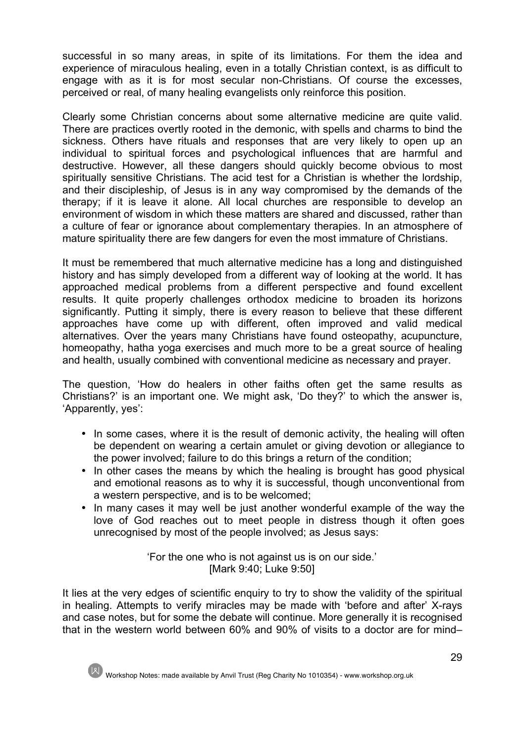successful in so many areas, in spite of its limitations. For them the idea and experience of miraculous healing, even in a totally Christian context, is as difficult to engage with as it is for most secular non-Christians. Of course the excesses, perceived or real, of many healing evangelists only reinforce this position.

Clearly some Christian concerns about some alternative medicine are quite valid. There are practices overtly rooted in the demonic, with spells and charms to bind the sickness. Others have rituals and responses that are very likely to open up an individual to spiritual forces and psychological influences that are harmful and destructive. However, all these dangers should quickly become obvious to most spiritually sensitive Christians. The acid test for a Christian is whether the lordship, and their discipleship, of Jesus is in any way compromised by the demands of the therapy; if it is leave it alone. All local churches are responsible to develop an environment of wisdom in which these matters are shared and discussed, rather than a culture of fear or ignorance about complementary therapies. In an atmosphere of mature spirituality there are few dangers for even the most immature of Christians.

It must be remembered that much alternative medicine has a long and distinguished history and has simply developed from a different way of looking at the world. It has approached medical problems from a different perspective and found excellent results. It quite properly challenges orthodox medicine to broaden its horizons significantly. Putting it simply, there is every reason to believe that these different approaches have come up with different, often improved and valid medical alternatives. Over the years many Christians have found osteopathy, acupuncture, homeopathy, hatha yoga exercises and much more to be a great source of healing and health, usually combined with conventional medicine as necessary and prayer.

The question, 'How do healers in other faiths often get the same results as Christians?' is an important one. We might ask, 'Do they?' to which the answer is, 'Apparently, yes':

- In some cases, where it is the result of demonic activity, the healing will often be dependent on wearing a certain amulet or giving devotion or allegiance to the power involved; failure to do this brings a return of the condition;
- In other cases the means by which the healing is brought has good physical and emotional reasons as to why it is successful, though unconventional from a western perspective, and is to be welcomed;
- In many cases it may well be just another wonderful example of the way the love of God reaches out to meet people in distress though it often goes unrecognised by most of the people involved; as Jesus says:

> 'For the one who is not against us is on our side.'
> [Mark 9:40; Luke 9:50]

It lies at the very edges of scientific enquiry to try to show the validity of the spiritual in healing. Attempts to verify miracles may be made with 'before and after' X-rays and case notes, but for some the debate will continue. More generally it is recognised that in the western world between 60% and 90% of visits to a doctor are for mind–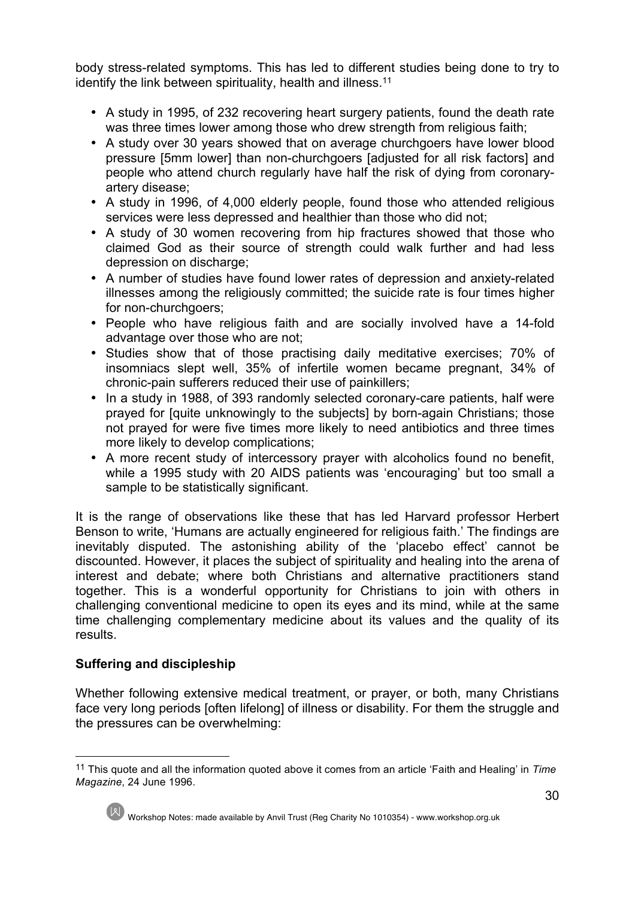body stress-related symptoms. This has led to different studies being done to try to identify the link between spirituality, health and illness.[11]

- A study in 1995, of 232 recovering heart surgery patients, found the death rate was three times lower among those who drew strength from religious faith;
- A study over 30 years showed that on average churchgoers have lower blood pressure [5mm lower] than non-churchgoers [adjusted for all risk factors] and people who attend church regularly have half the risk of dying from coronary-artery disease;
- A study in 1996, of 4,000 elderly people, found those who attended religious services were less depressed and healthier than those who did not;
- A study of 30 women recovering from hip fractures showed that those who claimed God as their source of strength could walk further and had less depression on discharge;
- A number of studies have found lower rates of depression and anxiety-related illnesses among the religiously committed; the suicide rate is four times higher for non-churchgoers;
- People who have religious faith and are socially involved have a 14-fold advantage over those who are not;
- Studies show that of those practising daily meditative exercises; 70% of insomniacs slept well, 35% of infertile women became pregnant, 34% of chronic-pain sufferers reduced their use of painkillers;
- In a study in 1988, of 393 randomly selected coronary-care patients, half were prayed for [quite unknowingly to the subjects] by born-again Christians; those not prayed for were five times more likely to need antibiotics and three times more likely to develop complications;
- A more recent study of intercessory prayer with alcoholics found no benefit, while a 1995 study with 20 AIDS patients was 'encouraging' but too small a sample to be statistically significant.

It is the range of observations like these that has led Harvard professor Herbert Benson to write, 'Humans are actually engineered for religious faith.' The findings are inevitably disputed. The astonishing ability of the 'placebo effect' cannot be discounted. However, it places the subject of spirituality and healing into the arena of interest and debate; where both Christians and alternative practitioners stand together. This is a wonderful opportunity for Christians to join with others in challenging conventional medicine to open its eyes and its mind, while at the same time challenging complementary medicine about its values and the quality of its results.

**Suffering and discipleship**

Whether following extensive medical treatment, or prayer, or both, many Christians face very long periods [often lifelong] of illness or disability. For them the struggle and the pressures can be overwhelming:

---

[11] This quote and all the information quoted above it comes from an article 'Faith and Healing' in *Time Magazine*, 24 June 1996.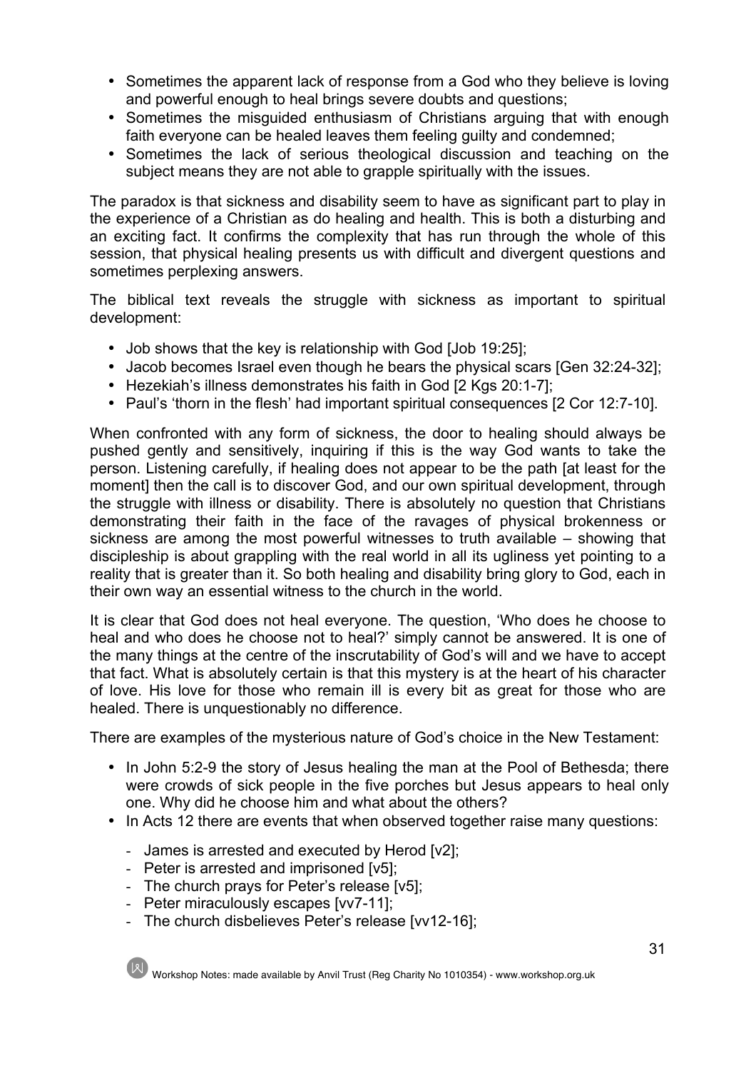- Sometimes the apparent lack of response from a God who they believe is loving and powerful enough to heal brings severe doubts and questions;
- Sometimes the misguided enthusiasm of Christians arguing that with enough faith everyone can be healed leaves them feeling guilty and condemned;
- Sometimes the lack of serious theological discussion and teaching on the subject means they are not able to grapple spiritually with the issues.

The paradox is that sickness and disability seem to have as significant part to play in the experience of a Christian as do healing and health. This is both a disturbing and an exciting fact. It confirms the complexity that has run through the whole of this session, that physical healing presents us with difficult and divergent questions and sometimes perplexing answers.

The biblical text reveals the struggle with sickness as important to spiritual development:

- Job shows that the key is relationship with God [Job 19:25];
- Jacob becomes Israel even though he bears the physical scars [Gen 32:24-32];
- Hezekiah's illness demonstrates his faith in God [2 Kgs 20:1-7];
- Paul's 'thorn in the flesh' had important spiritual consequences [2 Cor 12:7-10].

When confronted with any form of sickness, the door to healing should always be pushed gently and sensitively, inquiring if this is the way God wants to take the person. Listening carefully, if healing does not appear to be the path [at least for the moment] then the call is to discover God, and our own spiritual development, through the struggle with illness or disability. There is absolutely no question that Christians demonstrating their faith in the face of the ravages of physical brokenness or sickness are among the most powerful witnesses to truth available – showing that discipleship is about grappling with the real world in all its ugliness yet pointing to a reality that is greater than it. So both healing and disability bring glory to God, each in their own way an essential witness to the church in the world.

It is clear that God does not heal everyone. The question, 'Who does he choose to heal and who does he choose not to heal?' simply cannot be answered. It is one of the many things at the centre of the inscrutability of God's will and we have to accept that fact. What is absolutely certain is that this mystery is at the heart of his character of love. His love for those who remain ill is every bit as great for those who are healed. There is unquestionably no difference.

There are examples of the mysterious nature of God's choice in the New Testament:

- In John 5:2-9 the story of Jesus healing the man at the Pool of Bethesda; there were crowds of sick people in the five porches but Jesus appears to heal only one. Why did he choose him and what about the others?
- In Acts 12 there are events that when observed together raise many questions:
    - James is arrested and executed by Herod [v2];
    - Peter is arrested and imprisoned [v5];
    - The church prays for Peter's release [v5];
    - Peter miraculously escapes [vv7-11];
    - The church disbelieves Peter's release [vv12-16];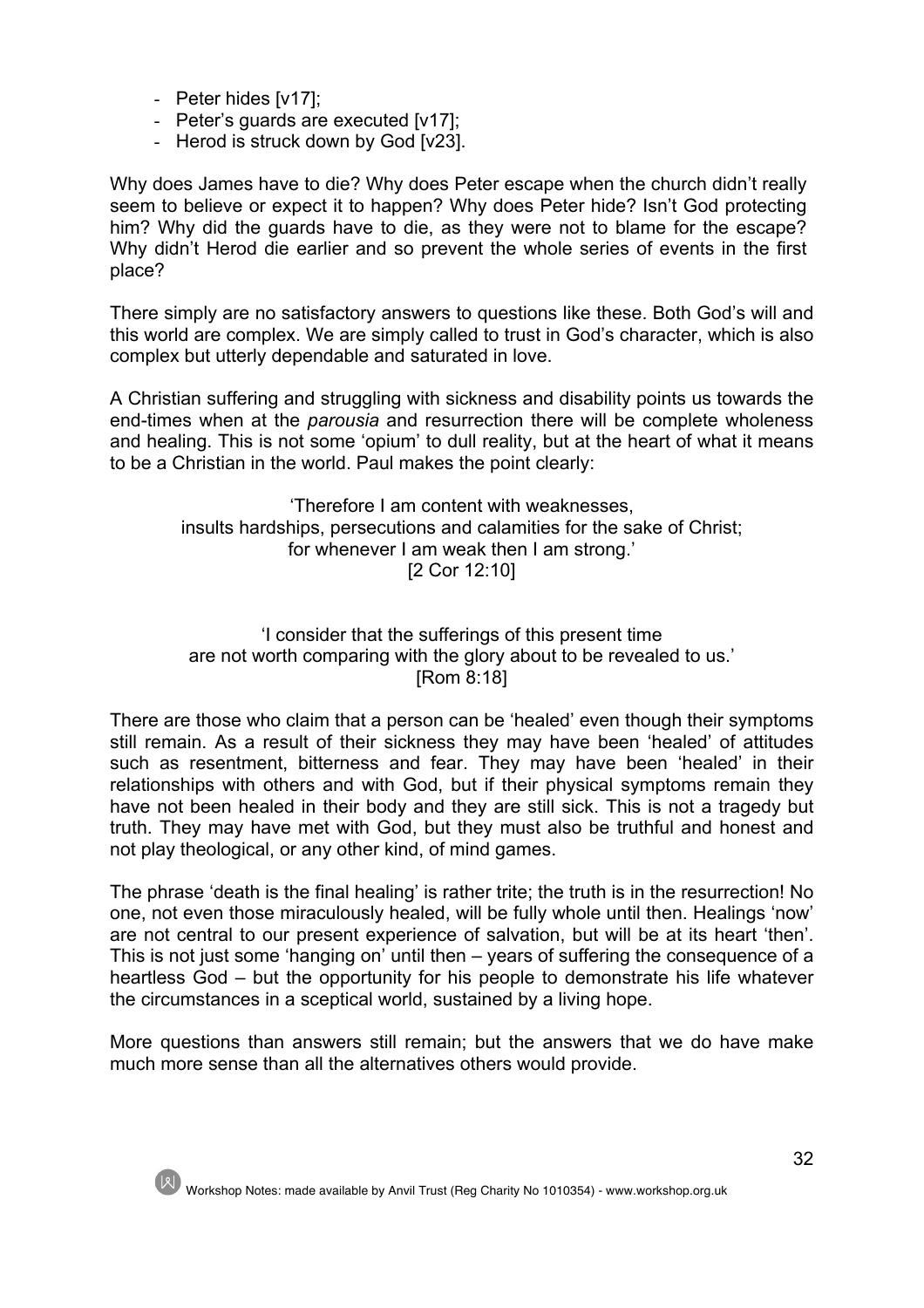- Peter hides [v17];
- Peter's guards are executed [v17];
- Herod is struck down by God [v23].

Why does James have to die? Why does Peter escape when the church didn't really seem to believe or expect it to happen? Why does Peter hide? Isn't God protecting him? Why did the guards have to die, as they were not to blame for the escape? Why didn't Herod die earlier and so prevent the whole series of events in the first place?

There simply are no satisfactory answers to questions like these. Both God's will and this world are complex. We are simply called to trust in God's character, which is also complex but utterly dependable and saturated in love.

A Christian suffering and struggling with sickness and disability points us towards the end-times when at the *parousia* and resurrection there will be complete wholeness and healing. This is not some 'opium' to dull reality, but at the heart of what it means to be a Christian in the world. Paul makes the point clearly:

> 'Therefore I am content with weaknesses,
> insults hardships, persecutions and calamities for the sake of Christ;
> for whenever I am weak then I am strong.'
> [2 Cor 12:10]

> 'I consider that the sufferings of this present time
> are not worth comparing with the glory about to be revealed to us.'
> [Rom 8:18]

There are those who claim that a person can be 'healed' even though their symptoms still remain. As a result of their sickness they may have been 'healed' of attitudes such as resentment, bitterness and fear. They may have been 'healed' in their relationships with others and with God, but if their physical symptoms remain they have not been healed in their body and they are still sick. This is not a tragedy but truth. They may have met with God, but they must also be truthful and honest and not play theological, or any other kind, of mind games.

The phrase 'death is the final healing' is rather trite; the truth is in the resurrection! No one, not even those miraculously healed, will be fully whole until then. Healings 'now' are not central to our present experience of salvation, but will be at its heart 'then'. This is not just some 'hanging on' until then – years of suffering the consequence of a heartless God – but the opportunity for his people to demonstrate his life whatever the circumstances in a sceptical world, sustained by a living hope.

More questions than answers still remain; but the answers that we do have make much more sense than all the alternatives others would provide.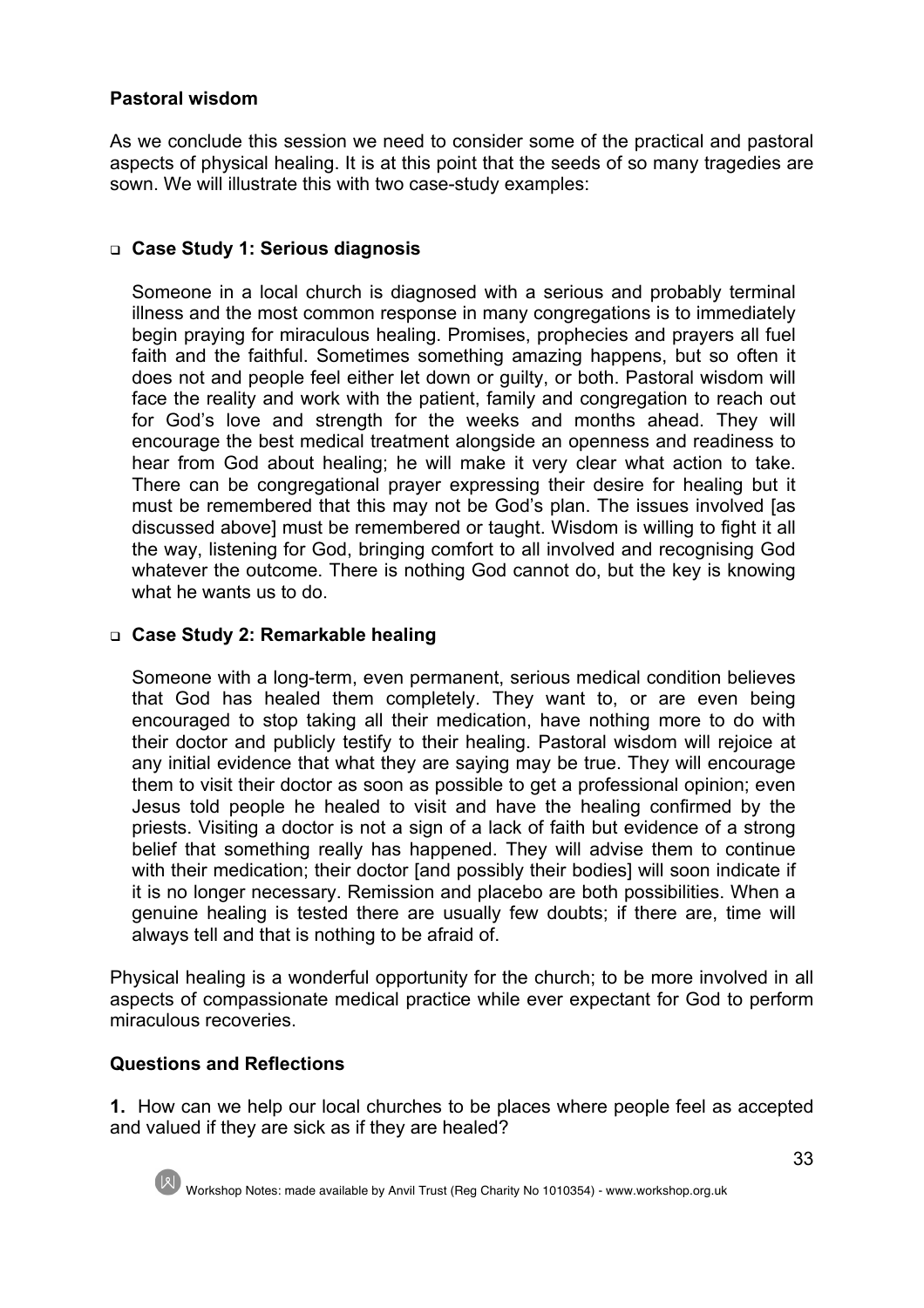**Pastoral wisdom**

As we conclude this session we need to consider some of the practical and pastoral aspects of physical healing. It is at this point that the seeds of so many tragedies are sown. We will illustrate this with two case-study examples:

- **Case Study 1: Serious diagnosis**

  Someone in a local church is diagnosed with a serious and probably terminal illness and the most common response in many congregations is to immediately begin praying for miraculous healing. Promises, prophecies and prayers all fuel faith and the faithful. Sometimes something amazing happens, but so often it does not and people feel either let down or guilty, or both. Pastoral wisdom will face the reality and work with the patient, family and congregation to reach out for God's love and strength for the weeks and months ahead. They will encourage the best medical treatment alongside an openness and readiness to hear from God about healing; he will make it very clear what action to take. There can be congregational prayer expressing their desire for healing but it must be remembered that this may not be God's plan. The issues involved [as discussed above] must be remembered or taught. Wisdom is willing to fight it all the way, listening for God, bringing comfort to all involved and recognising God whatever the outcome. There is nothing God cannot do, but the key is knowing what he wants us to do.

- **Case Study 2: Remarkable healing**

  Someone with a long-term, even permanent, serious medical condition believes that God has healed them completely. They want to, or are even being encouraged to stop taking all their medication, have nothing more to do with their doctor and publicly testify to their healing. Pastoral wisdom will rejoice at any initial evidence that what they are saying may be true. They will encourage them to visit their doctor as soon as possible to get a professional opinion; even Jesus told people he healed to visit and have the healing confirmed by the priests. Visiting a doctor is not a sign of a lack of faith but evidence of a strong belief that something really has happened. They will advise them to continue with their medication; their doctor [and possibly their bodies] will soon indicate if it is no longer necessary. Remission and placebo are both possibilities. When a genuine healing is tested there are usually few doubts; if there are, time will always tell and that is nothing to be afraid of.

Physical healing is a wonderful opportunity for the church; to be more involved in all aspects of compassionate medical practice while ever expectant for God to perform miraculous recoveries.

**Questions and Reflections**

**1.** How can we help our local churches to be places where people feel as accepted and valued if they are sick as if they are healed?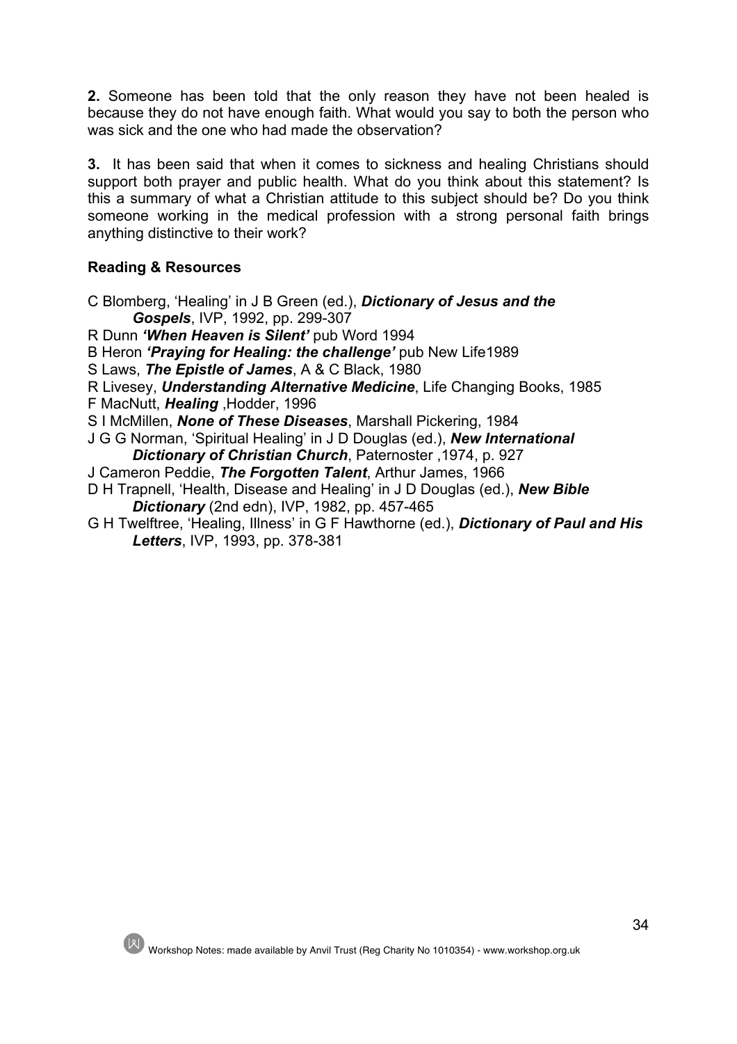**2.** Someone has been told that the only reason they have not been healed is because they do not have enough faith. What would you say to both the person who was sick and the one who had made the observation?

**3.** It has been said that when it comes to sickness and healing Christians should support both prayer and public health. What do you think about this statement? Is this a summary of what a Christian attitude to this subject should be? Do you think someone working in the medical profession with a strong personal faith brings anything distinctive to their work?

### Reading & Resources

C Blomberg, 'Healing' in J B Green (ed.), ***Dictionary of Jesus and the Gospels***, IVP, 1992, pp. 299-307

R Dunn ***'When Heaven is Silent'*** pub Word 1994

B Heron ***'Praying for Healing: the challenge'*** pub New Life1989

S Laws, ***The Epistle of James***, A & C Black, 1980

R Livesey, ***Understanding Alternative Medicine***, Life Changing Books, 1985

F MacNutt, ***Healing*** ,Hodder, 1996

S I McMillen, ***None of These Diseases***, Marshall Pickering, 1984

J G G Norman, 'Spiritual Healing' in J D Douglas (ed.), ***New International Dictionary of Christian Church***, Paternoster ,1974, p. 927

J Cameron Peddie, ***The Forgotten Talent***, Arthur James, 1966

D H Trapnell, 'Health, Disease and Healing' in J D Douglas (ed.), ***New Bible Dictionary*** (2nd edn), IVP, 1982, pp. 457-465

G H Twelftree, 'Healing, Illness' in G F Hawthorne (ed.), ***Dictionary of Paul and His Letters***, IVP, 1993, pp. 378-381